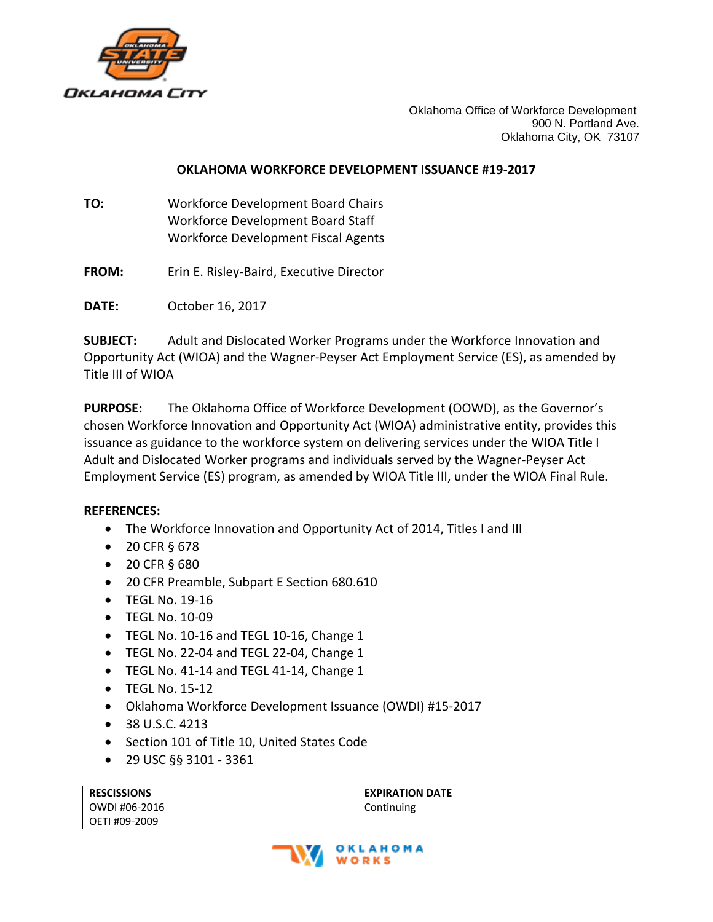Oklahoma Office of Workforce Development
900 N. Portland Ave.
Oklahoma City, OK 73107

# OKLAHOMA WORKFORCE DEVELOPMENT ISSUANCE #19-2017

**TO:** Workforce Development Board Chairs
Workforce Development Board Staff
Workforce Development Fiscal Agents

**FROM:** Erin E. Risley-Baird, Executive Director

**DATE:** October 16, 2017

**SUBJECT:** Adult and Dislocated Worker Programs under the Workforce Innovation and Opportunity Act (WIOA) and the Wagner-Peyser Act Employment Service (ES), as amended by Title III of WIOA

**PURPOSE:** The Oklahoma Office of Workforce Development (OOWD), as the Governor's chosen Workforce Innovation and Opportunity Act (WIOA) administrative entity, provides this issuance as guidance to the workforce system on delivering services under the WIOA Title I Adult and Dislocated Worker programs and individuals served by the Wagner-Peyser Act Employment Service (ES) program, as amended by WIOA Title III, under the WIOA Final Rule.

**REFERENCES:**

- The Workforce Innovation and Opportunity Act of 2014, Titles I and III
- 20 CFR § 678
- 20 CFR § 680
- 20 CFR Preamble, Subpart E Section 680.610
- TEGL No. 19-16
- TEGL No. 10-09
- TEGL No. 10-16 and TEGL 10-16, Change 1
- TEGL No. 22-04 and TEGL 22-04, Change 1
- TEGL No. 41-14 and TEGL 41-14, Change 1
- TEGL No. 15-12
- Oklahoma Workforce Development Issuance (OWDI) #15-2017
- 38 U.S.C. 4213
- Section 101 of Title 10, United States Code
- 29 USC §§ 3101 - 3361

| RESCISSIONS | EXPIRATION DATE |
|---|---|
| OWDI #06-2016<br>OETI #09-2009 | Continuing |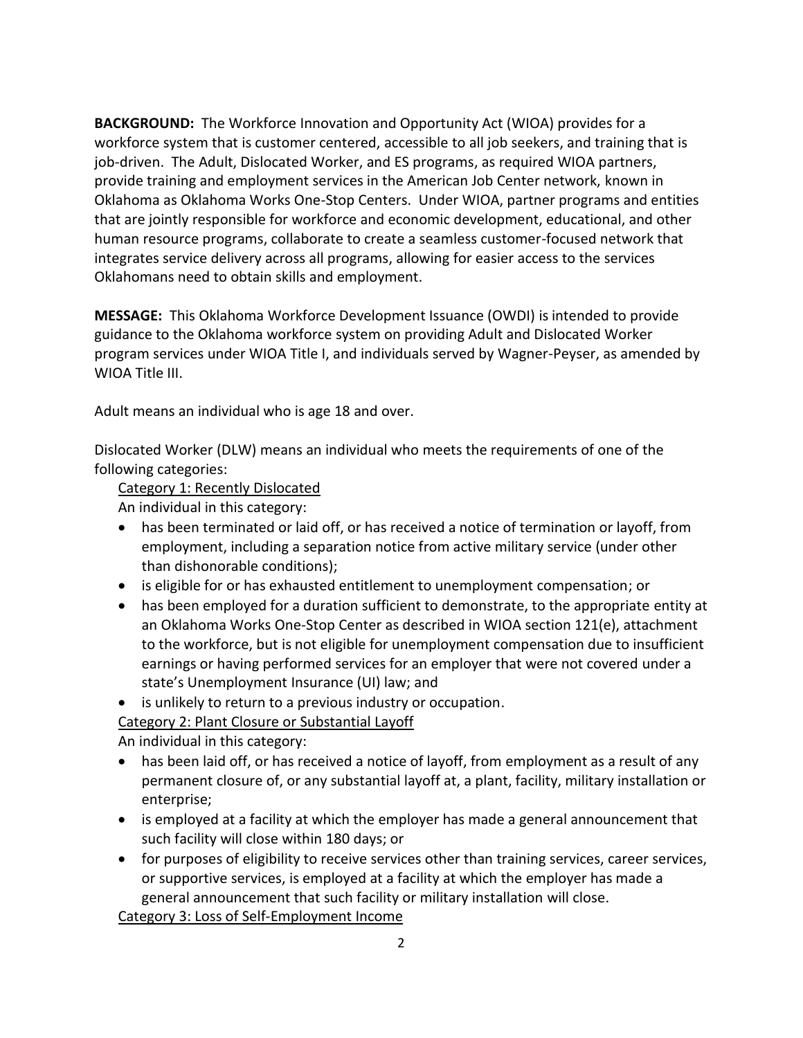**BACKGROUND:** The Workforce Innovation and Opportunity Act (WIOA) provides for a workforce system that is customer centered, accessible to all job seekers, and training that is job-driven. The Adult, Dislocated Worker, and ES programs, as required WIOA partners, provide training and employment services in the American Job Center network, known in Oklahoma as Oklahoma Works One-Stop Centers. Under WIOA, partner programs and entities that are jointly responsible for workforce and economic development, educational, and other human resource programs, collaborate to create a seamless customer-focused network that integrates service delivery across all programs, allowing for easier access to the services Oklahomans need to obtain skills and employment.

**MESSAGE:** This Oklahoma Workforce Development Issuance (OWDI) is intended to provide guidance to the Oklahoma workforce system on providing Adult and Dislocated Worker program services under WIOA Title I, and individuals served by Wagner-Peyser, as amended by WIOA Title III.

Adult means an individual who is age 18 and over.

Dislocated Worker (DLW) means an individual who meets the requirements of one of the following categories:

Category 1: Recently Dislocated

An individual in this category:

- has been terminated or laid off, or has received a notice of termination or layoff, from employment, including a separation notice from active military service (under other than dishonorable conditions);
- is eligible for or has exhausted entitlement to unemployment compensation; or
- has been employed for a duration sufficient to demonstrate, to the appropriate entity at an Oklahoma Works One-Stop Center as described in WIOA section 121(e), attachment to the workforce, but is not eligible for unemployment compensation due to insufficient earnings or having performed services for an employer that were not covered under a state's Unemployment Insurance (UI) law; and
- is unlikely to return to a previous industry or occupation.

Category 2: Plant Closure or Substantial Layoff

An individual in this category:

- has been laid off, or has received a notice of layoff, from employment as a result of any permanent closure of, or any substantial layoff at, a plant, facility, military installation or enterprise;
- is employed at a facility at which the employer has made a general announcement that such facility will close within 180 days; or
- for purposes of eligibility to receive services other than training services, career services, or supportive services, is employed at a facility at which the employer has made a general announcement that such facility or military installation will close.

Category 3: Loss of Self-Employment Income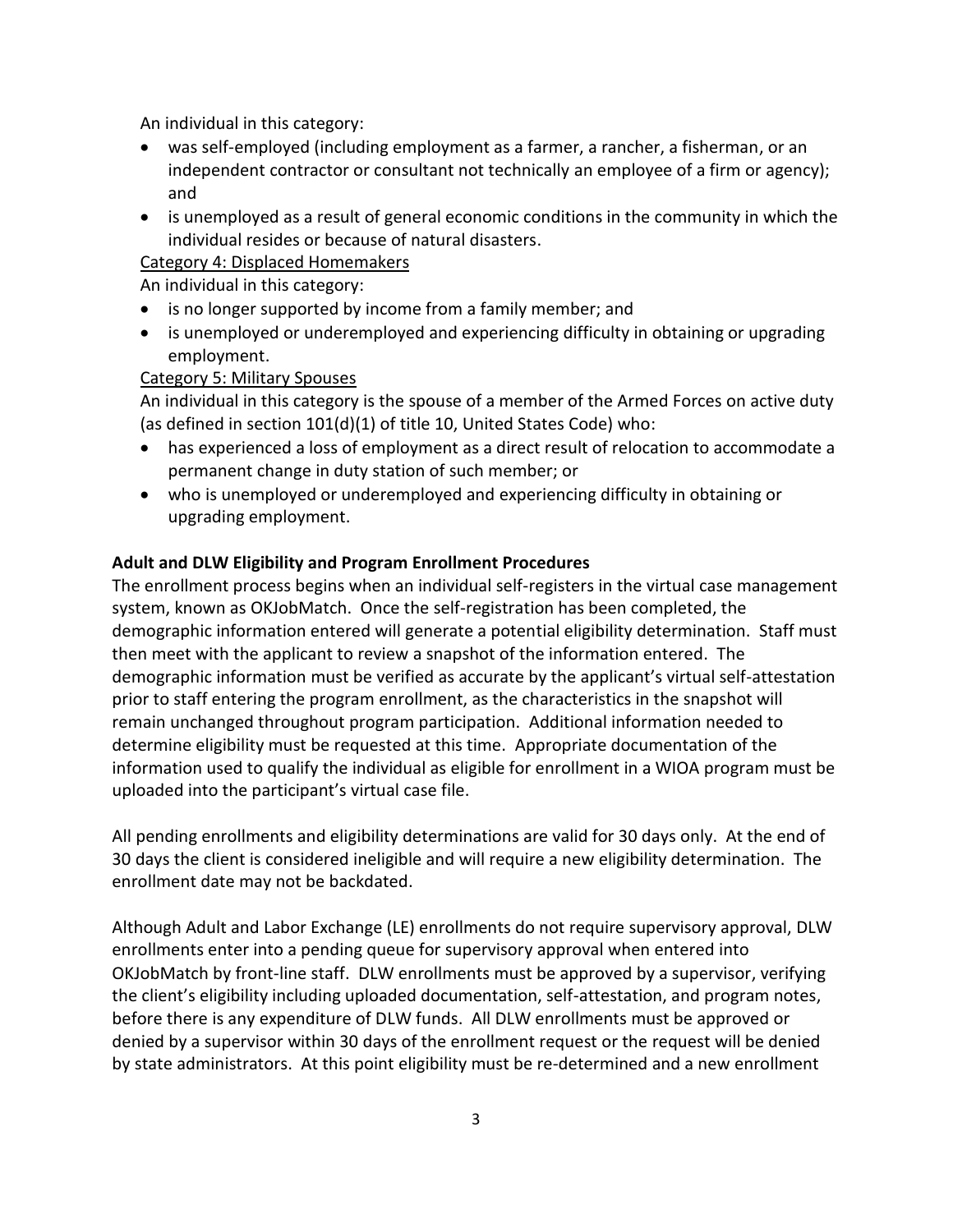An individual in this category:

- was self-employed (including employment as a farmer, a rancher, a fisherman, or an independent contractor or consultant not technically an employee of a firm or agency); and
- is unemployed as a result of general economic conditions in the community in which the individual resides or because of natural disasters.

Category 4: Displaced Homemakers

An individual in this category:

- is no longer supported by income from a family member; and
- is unemployed or underemployed and experiencing difficulty in obtaining or upgrading employment.

Category 5: Military Spouses

An individual in this category is the spouse of a member of the Armed Forces on active duty (as defined in section 101(d)(1) of title 10, United States Code) who:

- has experienced a loss of employment as a direct result of relocation to accommodate a permanent change in duty station of such member; or
- who is unemployed or underemployed and experiencing difficulty in obtaining or upgrading employment.

**Adult and DLW Eligibility and Program Enrollment Procedures**

The enrollment process begins when an individual self-registers in the virtual case management system, known as OKJobMatch. Once the self-registration has been completed, the demographic information entered will generate a potential eligibility determination. Staff must then meet with the applicant to review a snapshot of the information entered. The demographic information must be verified as accurate by the applicant's virtual self-attestation prior to staff entering the program enrollment, as the characteristics in the snapshot will remain unchanged throughout program participation. Additional information needed to determine eligibility must be requested at this time. Appropriate documentation of the information used to qualify the individual as eligible for enrollment in a WIOA program must be uploaded into the participant's virtual case file.

All pending enrollments and eligibility determinations are valid for 30 days only. At the end of 30 days the client is considered ineligible and will require a new eligibility determination. The enrollment date may not be backdated.

Although Adult and Labor Exchange (LE) enrollments do not require supervisory approval, DLW enrollments enter into a pending queue for supervisory approval when entered into OKJobMatch by front-line staff. DLW enrollments must be approved by a supervisor, verifying the client's eligibility including uploaded documentation, self-attestation, and program notes, before there is any expenditure of DLW funds. All DLW enrollments must be approved or denied by a supervisor within 30 days of the enrollment request or the request will be denied by state administrators. At this point eligibility must be re-determined and a new enrollment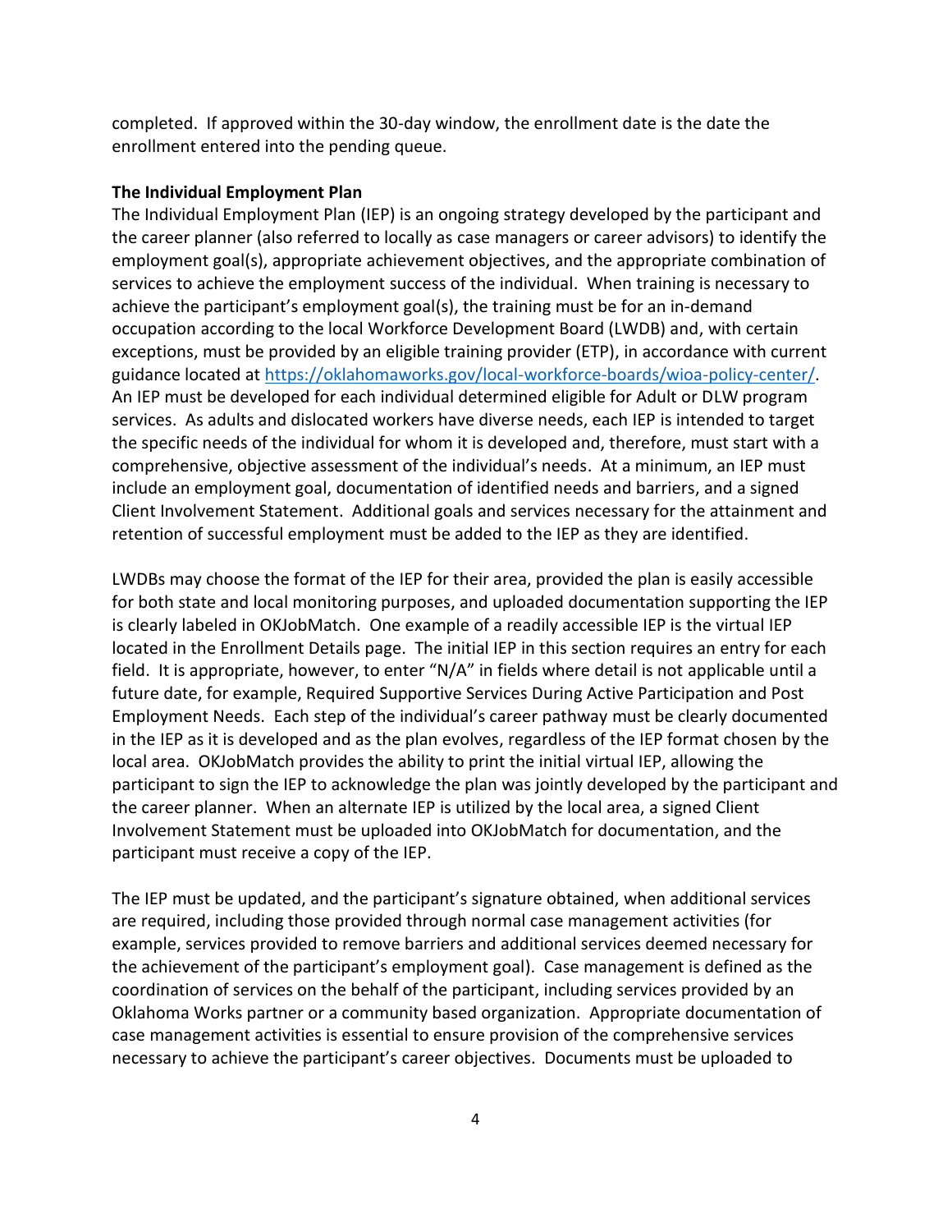completed. If approved within the 30-day window, the enrollment date is the date the enrollment entered into the pending queue.

**The Individual Employment Plan**

The Individual Employment Plan (IEP) is an ongoing strategy developed by the participant and the career planner (also referred to locally as case managers or career advisors) to identify the employment goal(s), appropriate achievement objectives, and the appropriate combination of services to achieve the employment success of the individual. When training is necessary to achieve the participant's employment goal(s), the training must be for an in-demand occupation according to the local Workforce Development Board (LWDB) and, with certain exceptions, must be provided by an eligible training provider (ETP), in accordance with current guidance located at https://oklahomaworks.gov/local-workforce-boards/wioa-policy-center/. An IEP must be developed for each individual determined eligible for Adult or DLW program services. As adults and dislocated workers have diverse needs, each IEP is intended to target the specific needs of the individual for whom it is developed and, therefore, must start with a comprehensive, objective assessment of the individual's needs. At a minimum, an IEP must include an employment goal, documentation of identified needs and barriers, and a signed Client Involvement Statement. Additional goals and services necessary for the attainment and retention of successful employment must be added to the IEP as they are identified.

LWDBs may choose the format of the IEP for their area, provided the plan is easily accessible for both state and local monitoring purposes, and uploaded documentation supporting the IEP is clearly labeled in OKJobMatch. One example of a readily accessible IEP is the virtual IEP located in the Enrollment Details page. The initial IEP in this section requires an entry for each field. It is appropriate, however, to enter "N/A" in fields where detail is not applicable until a future date, for example, Required Supportive Services During Active Participation and Post Employment Needs. Each step of the individual's career pathway must be clearly documented in the IEP as it is developed and as the plan evolves, regardless of the IEP format chosen by the local area. OKJobMatch provides the ability to print the initial virtual IEP, allowing the participant to sign the IEP to acknowledge the plan was jointly developed by the participant and the career planner. When an alternate IEP is utilized by the local area, a signed Client Involvement Statement must be uploaded into OKJobMatch for documentation, and the participant must receive a copy of the IEP.

The IEP must be updated, and the participant's signature obtained, when additional services are required, including those provided through normal case management activities (for example, services provided to remove barriers and additional services deemed necessary for the achievement of the participant's employment goal). Case management is defined as the coordination of services on the behalf of the participant, including services provided by an Oklahoma Works partner or a community based organization. Appropriate documentation of case management activities is essential to ensure provision of the comprehensive services necessary to achieve the participant's career objectives. Documents must be uploaded to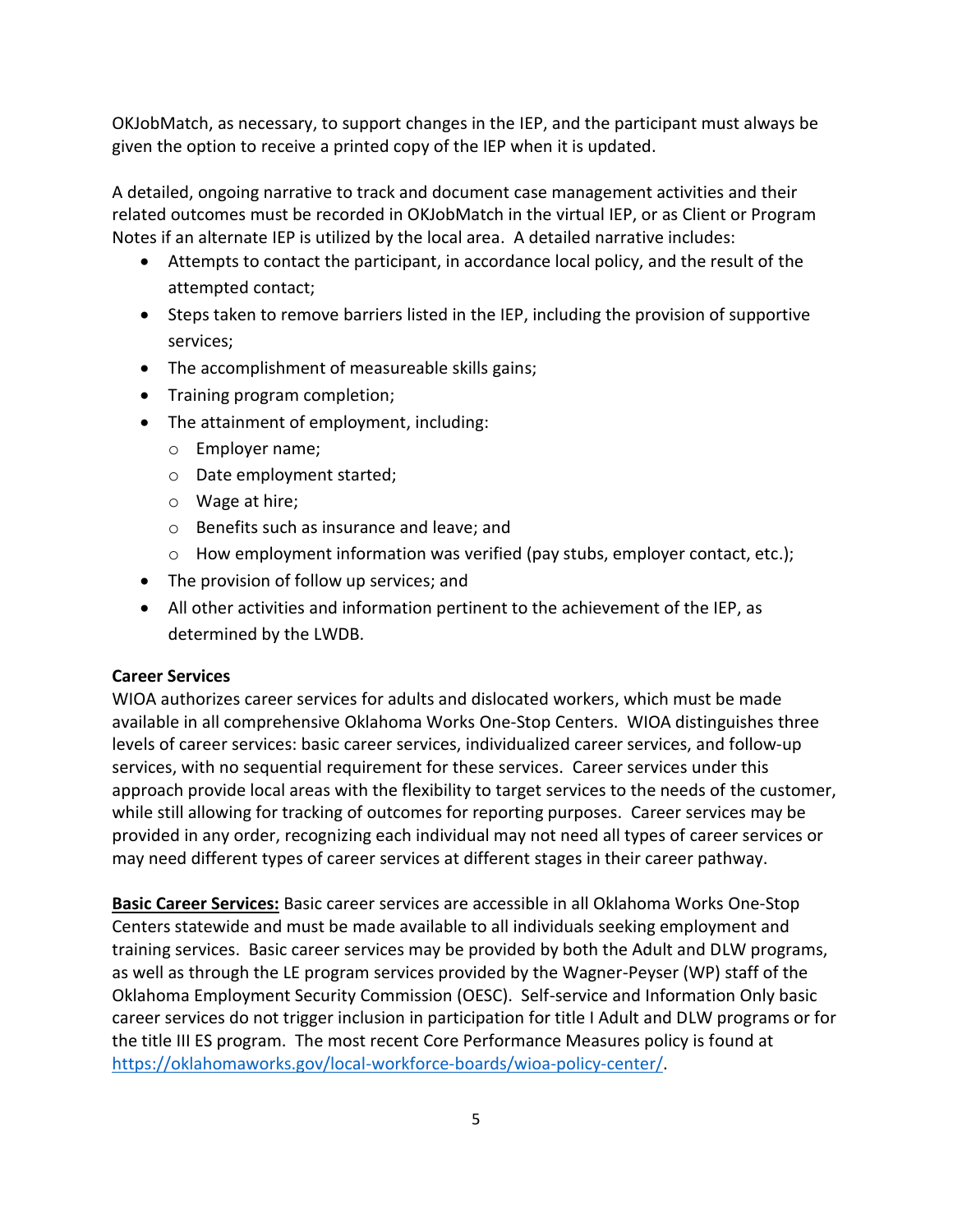OKJobMatch, as necessary, to support changes in the IEP, and the participant must always be given the option to receive a printed copy of the IEP when it is updated.

A detailed, ongoing narrative to track and document case management activities and their related outcomes must be recorded in OKJobMatch in the virtual IEP, or as Client or Program Notes if an alternate IEP is utilized by the local area. A detailed narrative includes:

- Attempts to contact the participant, in accordance local policy, and the result of the attempted contact;
- Steps taken to remove barriers listed in the IEP, including the provision of supportive services;
- The accomplishment of measureable skills gains;
- Training program completion;
- The attainment of employment, including:
  - Employer name;
  - Date employment started;
  - Wage at hire;
  - Benefits such as insurance and leave; and
  - How employment information was verified (pay stubs, employer contact, etc.);
- The provision of follow up services; and
- All other activities and information pertinent to the achievement of the IEP, as determined by the LWDB.

**Career Services**

WIOA authorizes career services for adults and dislocated workers, which must be made available in all comprehensive Oklahoma Works One-Stop Centers. WIOA distinguishes three levels of career services: basic career services, individualized career services, and follow-up services, with no sequential requirement for these services. Career services under this approach provide local areas with the flexibility to target services to the needs of the customer, while still allowing for tracking of outcomes for reporting purposes. Career services may be provided in any order, recognizing each individual may not need all types of career services or may need different types of career services at different stages in their career pathway.

**Basic Career Services:** Basic career services are accessible in all Oklahoma Works One-Stop Centers statewide and must be made available to all individuals seeking employment and training services. Basic career services may be provided by both the Adult and DLW programs, as well as through the LE program services provided by the Wagner-Peyser (WP) staff of the Oklahoma Employment Security Commission (OESC). Self-service and Information Only basic career services do not trigger inclusion in participation for title I Adult and DLW programs or for the title III ES program. The most recent Core Performance Measures policy is found at https://oklahomaworks.gov/local-workforce-boards/wioa-policy-center/.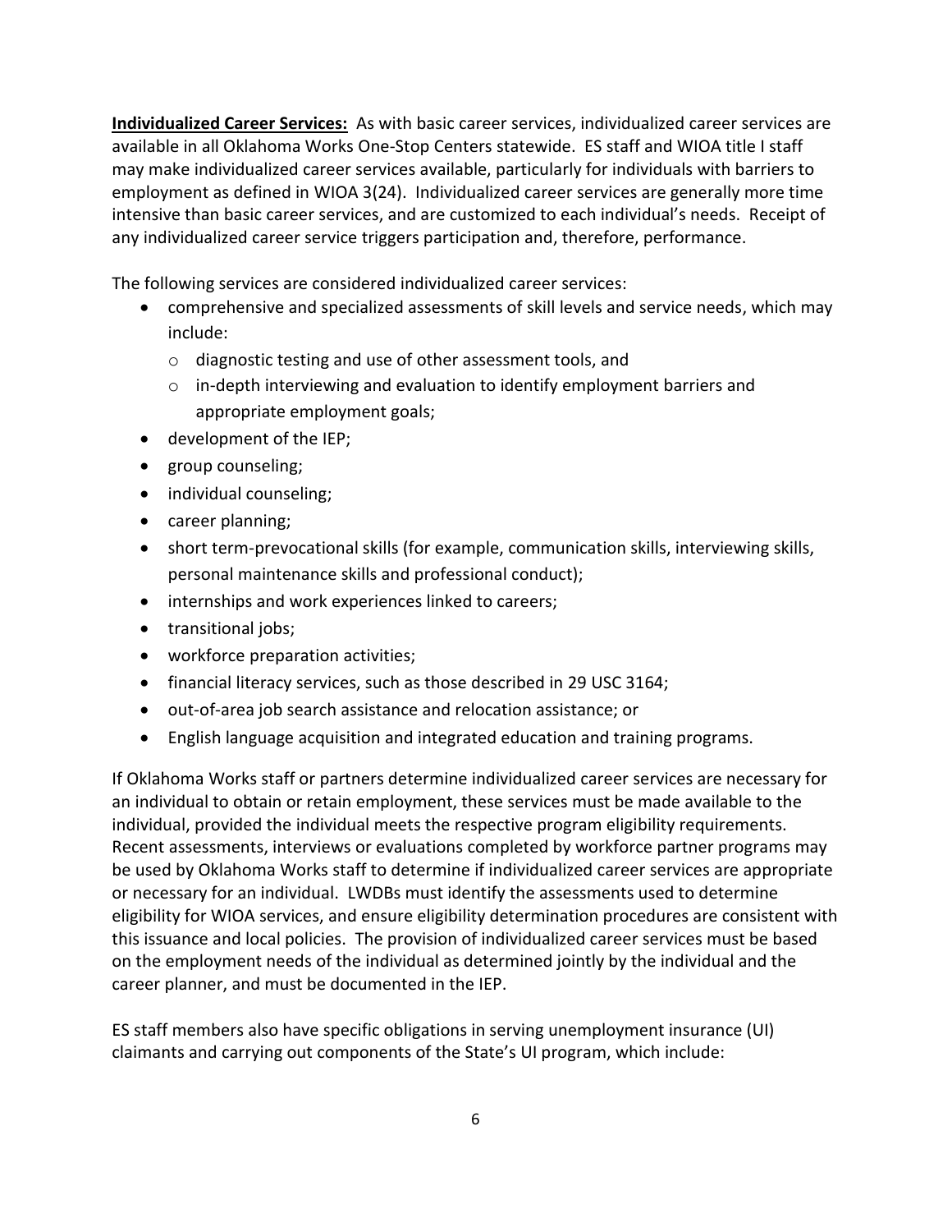**Individualized Career Services:** As with basic career services, individualized career services are available in all Oklahoma Works One-Stop Centers statewide. ES staff and WIOA title I staff may make individualized career services available, particularly for individuals with barriers to employment as defined in WIOA 3(24). Individualized career services are generally more time intensive than basic career services, and are customized to each individual's needs. Receipt of any individualized career service triggers participation and, therefore, performance.

The following services are considered individualized career services:

- comprehensive and specialized assessments of skill levels and service needs, which may include:
  - diagnostic testing and use of other assessment tools, and
  - in-depth interviewing and evaluation to identify employment barriers and appropriate employment goals;
- development of the IEP;
- group counseling;
- individual counseling;
- career planning;
- short term-prevocational skills (for example, communication skills, interviewing skills, personal maintenance skills and professional conduct);
- internships and work experiences linked to careers;
- transitional jobs;
- workforce preparation activities;
- financial literacy services, such as those described in 29 USC 3164;
- out-of-area job search assistance and relocation assistance; or
- English language acquisition and integrated education and training programs.

If Oklahoma Works staff or partners determine individualized career services are necessary for an individual to obtain or retain employment, these services must be made available to the individual, provided the individual meets the respective program eligibility requirements. Recent assessments, interviews or evaluations completed by workforce partner programs may be used by Oklahoma Works staff to determine if individualized career services are appropriate or necessary for an individual. LWDBs must identify the assessments used to determine eligibility for WIOA services, and ensure eligibility determination procedures are consistent with this issuance and local policies. The provision of individualized career services must be based on the employment needs of the individual as determined jointly by the individual and the career planner, and must be documented in the IEP.

ES staff members also have specific obligations in serving unemployment insurance (UI) claimants and carrying out components of the State's UI program, which include: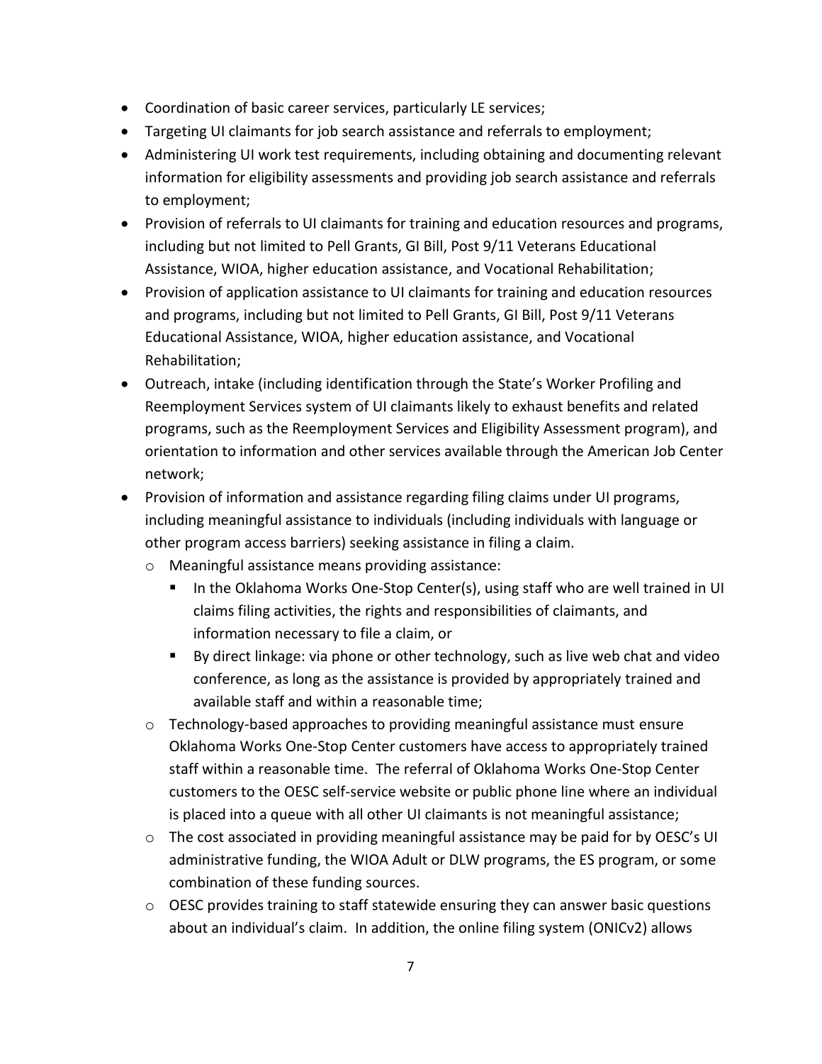- Coordination of basic career services, particularly LE services;
- Targeting UI claimants for job search assistance and referrals to employment;
- Administering UI work test requirements, including obtaining and documenting relevant information for eligibility assessments and providing job search assistance and referrals to employment;
- Provision of referrals to UI claimants for training and education resources and programs, including but not limited to Pell Grants, GI Bill, Post 9/11 Veterans Educational Assistance, WIOA, higher education assistance, and Vocational Rehabilitation;
- Provision of application assistance to UI claimants for training and education resources and programs, including but not limited to Pell Grants, GI Bill, Post 9/11 Veterans Educational Assistance, WIOA, higher education assistance, and Vocational Rehabilitation;
- Outreach, intake (including identification through the State's Worker Profiling and Reemployment Services system of UI claimants likely to exhaust benefits and related programs, such as the Reemployment Services and Eligibility Assessment program), and orientation to information and other services available through the American Job Center network;
- Provision of information and assistance regarding filing claims under UI programs, including meaningful assistance to individuals (including individuals with language or other program access barriers) seeking assistance in filing a claim.
    - Meaningful assistance means providing assistance:
        - In the Oklahoma Works One-Stop Center(s), using staff who are well trained in UI claims filing activities, the rights and responsibilities of claimants, and information necessary to file a claim, or
        - By direct linkage: via phone or other technology, such as live web chat and video conference, as long as the assistance is provided by appropriately trained and available staff and within a reasonable time;
    - Technology-based approaches to providing meaningful assistance must ensure Oklahoma Works One-Stop Center customers have access to appropriately trained staff within a reasonable time. The referral of Oklahoma Works One-Stop Center customers to the OESC self-service website or public phone line where an individual is placed into a queue with all other UI claimants is not meaningful assistance;
    - The cost associated in providing meaningful assistance may be paid for by OESC's UI administrative funding, the WIOA Adult or DLW programs, the ES program, or some combination of these funding sources.
    - OESC provides training to staff statewide ensuring they can answer basic questions about an individual's claim. In addition, the online filing system (ONICv2) allows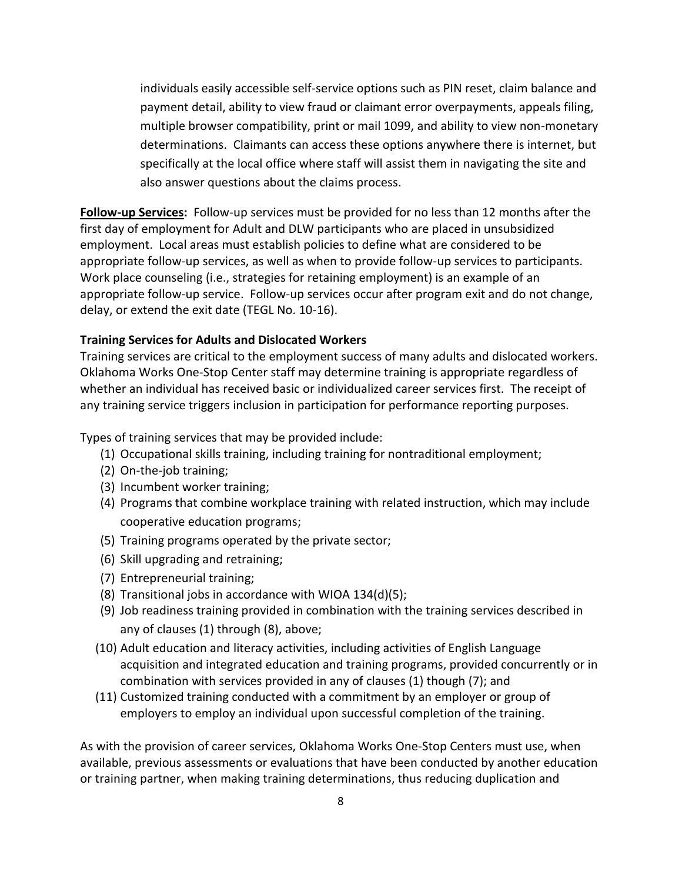individuals easily accessible self-service options such as PIN reset, claim balance and payment detail, ability to view fraud or claimant error overpayments, appeals filing, multiple browser compatibility, print or mail 1099, and ability to view non-monetary determinations. Claimants can access these options anywhere there is internet, but specifically at the local office where staff will assist them in navigating the site and also answer questions about the claims process.

**<u>Follow-up Services</u>:** Follow-up services must be provided for no less than 12 months after the first day of employment for Adult and DLW participants who are placed in unsubsidized employment. Local areas must establish policies to define what are considered to be appropriate follow-up services, as well as when to provide follow-up services to participants. Work place counseling (i.e., strategies for retaining employment) is an example of an appropriate follow-up service. Follow-up services occur after program exit and do not change, delay, or extend the exit date (TEGL No. 10-16).

**Training Services for Adults and Dislocated Workers**

Training services are critical to the employment success of many adults and dislocated workers. Oklahoma Works One-Stop Center staff may determine training is appropriate regardless of whether an individual has received basic or individualized career services first. The receipt of any training service triggers inclusion in participation for performance reporting purposes.

Types of training services that may be provided include:

(1) Occupational skills training, including training for nontraditional employment;
(2) On-the-job training;
(3) Incumbent worker training;
(4) Programs that combine workplace training with related instruction, which may include cooperative education programs;
(5) Training programs operated by the private sector;
(6) Skill upgrading and retraining;
(7) Entrepreneurial training;
(8) Transitional jobs in accordance with WIOA 134(d)(5);
(9) Job readiness training provided in combination with the training services described in any of clauses (1) through (8), above;
(10) Adult education and literacy activities, including activities of English Language acquisition and integrated education and training programs, provided concurrently or in combination with services provided in any of clauses (1) though (7); and
(11) Customized training conducted with a commitment by an employer or group of employers to employ an individual upon successful completion of the training.

As with the provision of career services, Oklahoma Works One-Stop Centers must use, when available, previous assessments or evaluations that have been conducted by another education or training partner, when making training determinations, thus reducing duplication and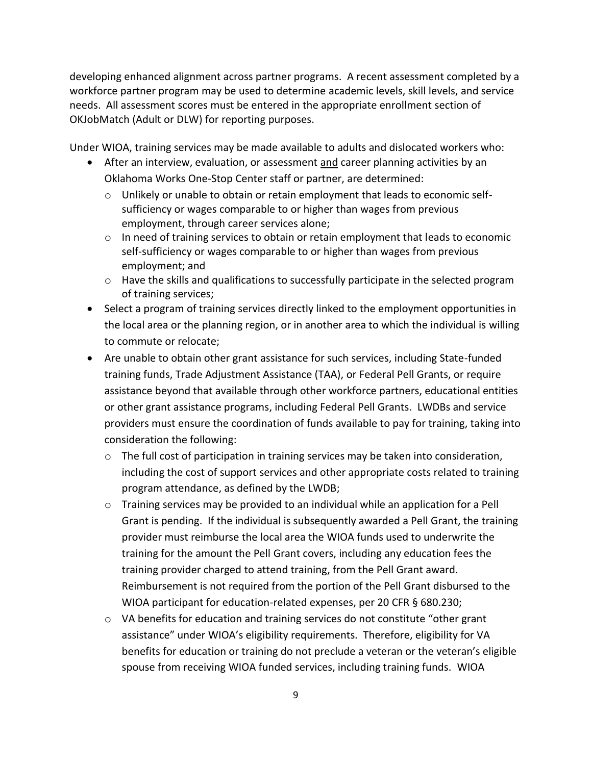developing enhanced alignment across partner programs. A recent assessment completed by a workforce partner program may be used to determine academic levels, skill levels, and service needs. All assessment scores must be entered in the appropriate enrollment section of OKJobMatch (Adult or DLW) for reporting purposes.

Under WIOA, training services may be made available to adults and dislocated workers who:

- After an interview, evaluation, or assessment <u>and</u> career planning activities by an Oklahoma Works One-Stop Center staff or partner, are determined:
  - Unlikely or unable to obtain or retain employment that leads to economic self-sufficiency or wages comparable to or higher than wages from previous employment, through career services alone;
  - In need of training services to obtain or retain employment that leads to economic self-sufficiency or wages comparable to or higher than wages from previous employment; and
  - Have the skills and qualifications to successfully participate in the selected program of training services;
- Select a program of training services directly linked to the employment opportunities in the local area or the planning region, or in another area to which the individual is willing to commute or relocate;
- Are unable to obtain other grant assistance for such services, including State-funded training funds, Trade Adjustment Assistance (TAA), or Federal Pell Grants, or require assistance beyond that available through other workforce partners, educational entities or other grant assistance programs, including Federal Pell Grants. LWDBs and service providers must ensure the coordination of funds available to pay for training, taking into consideration the following:
  - The full cost of participation in training services may be taken into consideration, including the cost of support services and other appropriate costs related to training program attendance, as defined by the LWDB;
  - Training services may be provided to an individual while an application for a Pell Grant is pending. If the individual is subsequently awarded a Pell Grant, the training provider must reimburse the local area the WIOA funds used to underwrite the training for the amount the Pell Grant covers, including any education fees the training provider charged to attend training, from the Pell Grant award. Reimbursement is not required from the portion of the Pell Grant disbursed to the WIOA participant for education-related expenses, per 20 CFR § 680.230;
  - VA benefits for education and training services do not constitute "other grant assistance" under WIOA's eligibility requirements. Therefore, eligibility for VA benefits for education or training do not preclude a veteran or the veteran's eligible spouse from receiving WIOA funded services, including training funds. WIOA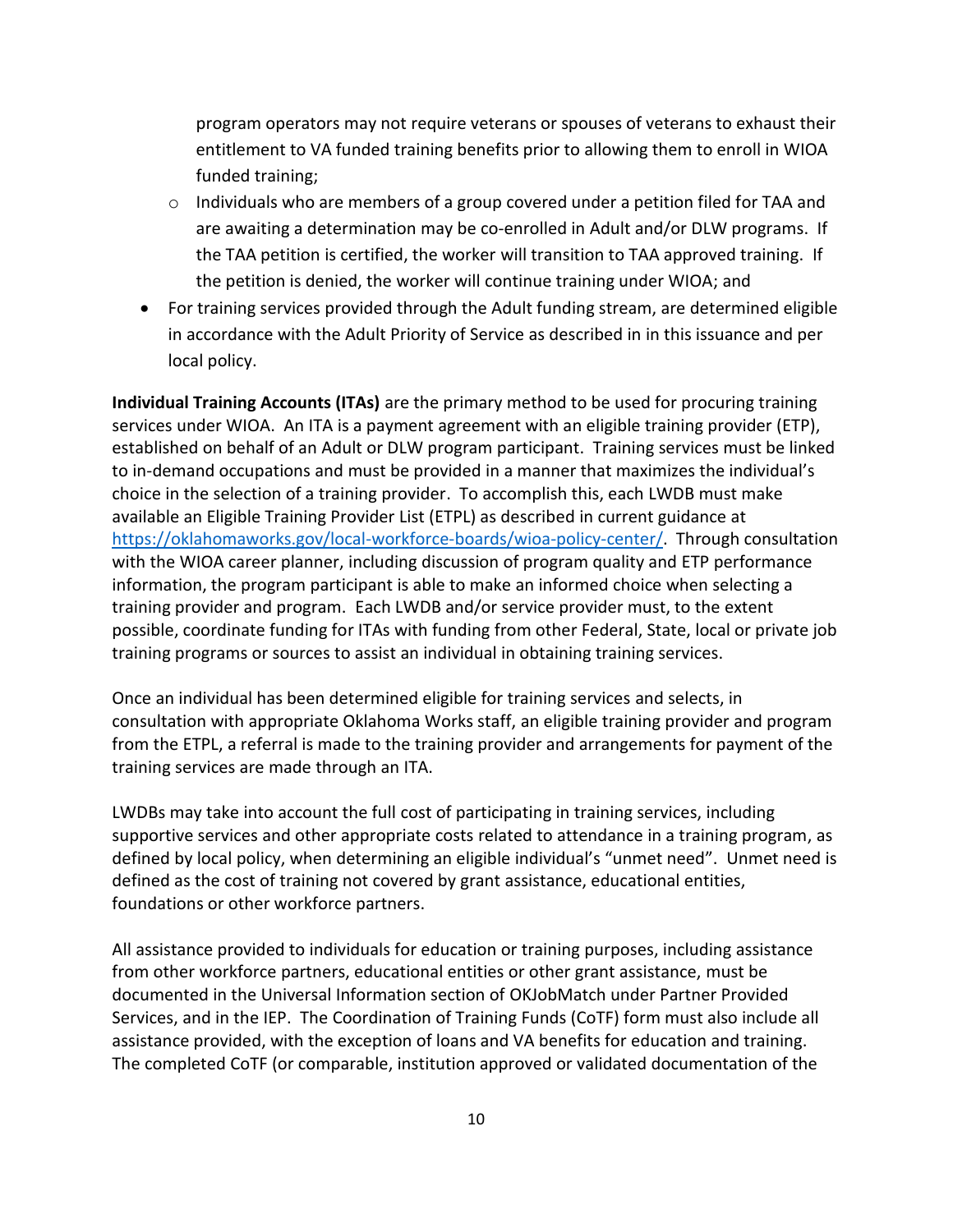program operators may not require veterans or spouses of veterans to exhaust their entitlement to VA funded training benefits prior to allowing them to enroll in WIOA funded training;

  - Individuals who are members of a group covered under a petition filed for TAA and are awaiting a determination may be co-enrolled in Adult and/or DLW programs. If the TAA petition is certified, the worker will transition to TAA approved training. If the petition is denied, the worker will continue training under WIOA; and

- For training services provided through the Adult funding stream, are determined eligible in accordance with the Adult Priority of Service as described in in this issuance and per local policy.

**Individual Training Accounts (ITAs)** are the primary method to be used for procuring training services under WIOA. An ITA is a payment agreement with an eligible training provider (ETP), established on behalf of an Adult or DLW program participant. Training services must be linked to in-demand occupations and must be provided in a manner that maximizes the individual's choice in the selection of a training provider. To accomplish this, each LWDB must make available an Eligible Training Provider List (ETPL) as described in current guidance at https://oklahomaworks.gov/local-workforce-boards/wioa-policy-center/. Through consultation with the WIOA career planner, including discussion of program quality and ETP performance information, the program participant is able to make an informed choice when selecting a training provider and program. Each LWDB and/or service provider must, to the extent possible, coordinate funding for ITAs with funding from other Federal, State, local or private job training programs or sources to assist an individual in obtaining training services.

Once an individual has been determined eligible for training services and selects, in consultation with appropriate Oklahoma Works staff, an eligible training provider and program from the ETPL, a referral is made to the training provider and arrangements for payment of the training services are made through an ITA.

LWDBs may take into account the full cost of participating in training services, including supportive services and other appropriate costs related to attendance in a training program, as defined by local policy, when determining an eligible individual's "unmet need". Unmet need is defined as the cost of training not covered by grant assistance, educational entities, foundations or other workforce partners.

All assistance provided to individuals for education or training purposes, including assistance from other workforce partners, educational entities or other grant assistance, must be documented in the Universal Information section of OKJobMatch under Partner Provided Services, and in the IEP. The Coordination of Training Funds (CoTF) form must also include all assistance provided, with the exception of loans and VA benefits for education and training. The completed CoTF (or comparable, institution approved or validated documentation of the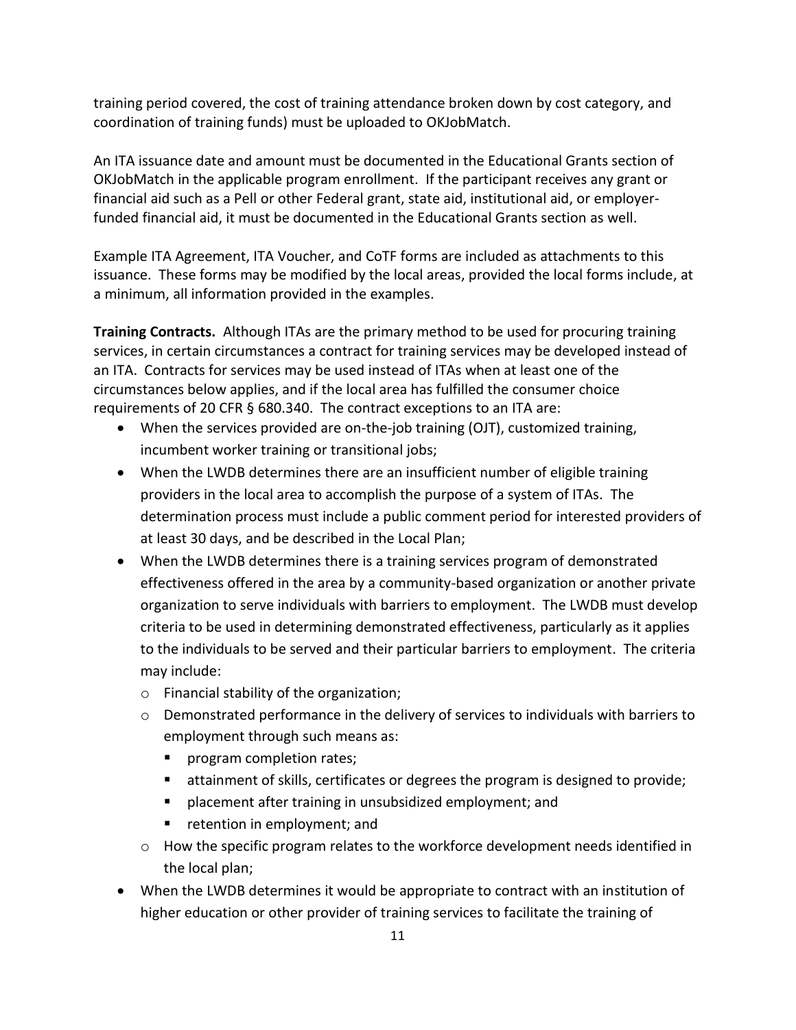training period covered, the cost of training attendance broken down by cost category, and coordination of training funds) must be uploaded to OKJobMatch.

An ITA issuance date and amount must be documented in the Educational Grants section of OKJobMatch in the applicable program enrollment. If the participant receives any grant or financial aid such as a Pell or other Federal grant, state aid, institutional aid, or employer-funded financial aid, it must be documented in the Educational Grants section as well.

Example ITA Agreement, ITA Voucher, and CoTF forms are included as attachments to this issuance. These forms may be modified by the local areas, provided the local forms include, at a minimum, all information provided in the examples.

**Training Contracts.** Although ITAs are the primary method to be used for procuring training services, in certain circumstances a contract for training services may be developed instead of an ITA. Contracts for services may be used instead of ITAs when at least one of the circumstances below applies, and if the local area has fulfilled the consumer choice requirements of 20 CFR § 680.340. The contract exceptions to an ITA are:

- When the services provided are on-the-job training (OJT), customized training, incumbent worker training or transitional jobs;
- When the LWDB determines there are an insufficient number of eligible training providers in the local area to accomplish the purpose of a system of ITAs. The determination process must include a public comment period for interested providers of at least 30 days, and be described in the Local Plan;
- When the LWDB determines there is a training services program of demonstrated effectiveness offered in the area by a community-based organization or another private organization to serve individuals with barriers to employment. The LWDB must develop criteria to be used in determining demonstrated effectiveness, particularly as it applies to the individuals to be served and their particular barriers to employment. The criteria may include:
  - Financial stability of the organization;
  - Demonstrated performance in the delivery of services to individuals with barriers to employment through such means as:
    - program completion rates;
    - attainment of skills, certificates or degrees the program is designed to provide;
    - placement after training in unsubsidized employment; and
    - retention in employment; and
  - How the specific program relates to the workforce development needs identified in the local plan;
- When the LWDB determines it would be appropriate to contract with an institution of higher education or other provider of training services to facilitate the training of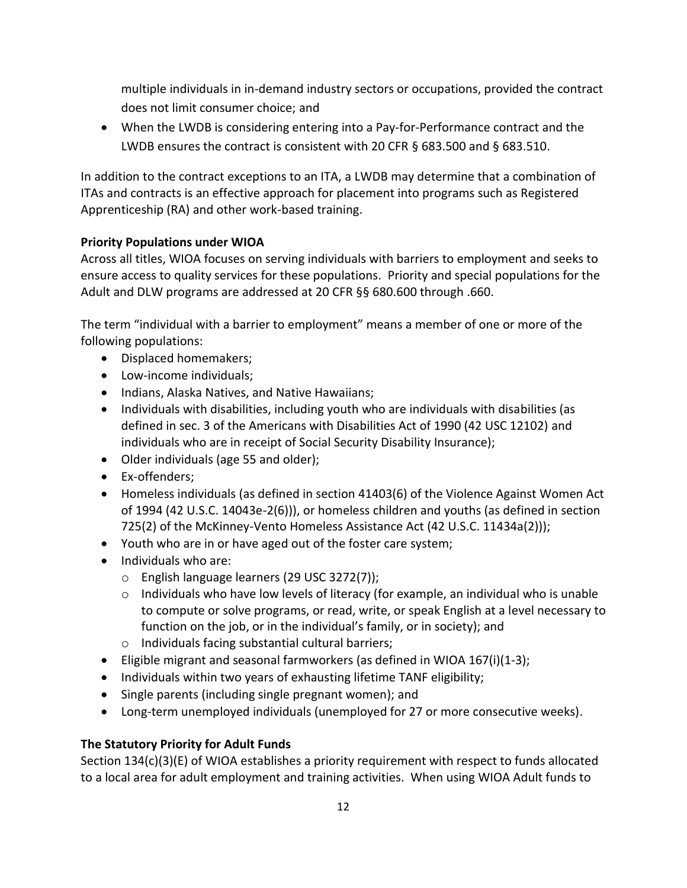multiple individuals in in-demand industry sectors or occupations, provided the contract does not limit consumer choice; and

- When the LWDB is considering entering into a Pay-for-Performance contract and the LWDB ensures the contract is consistent with 20 CFR § 683.500 and § 683.510.

In addition to the contract exceptions to an ITA, a LWDB may determine that a combination of ITAs and contracts is an effective approach for placement into programs such as Registered Apprenticeship (RA) and other work-based training.

**Priority Populations under WIOA**

Across all titles, WIOA focuses on serving individuals with barriers to employment and seeks to ensure access to quality services for these populations. Priority and special populations for the Adult and DLW programs are addressed at 20 CFR §§ 680.600 through .660.

The term "individual with a barrier to employment" means a member of one or more of the following populations:

- Displaced homemakers;
- Low-income individuals;
- Indians, Alaska Natives, and Native Hawaiians;
- Individuals with disabilities, including youth who are individuals with disabilities (as defined in sec. 3 of the Americans with Disabilities Act of 1990 (42 USC 12102) and individuals who are in receipt of Social Security Disability Insurance);
- Older individuals (age 55 and older);
- Ex-offenders;
- Homeless individuals (as defined in section 41403(6) of the Violence Against Women Act of 1994 (42 U.S.C. 14043e-2(6))), or homeless children and youths (as defined in section 725(2) of the McKinney-Vento Homeless Assistance Act (42 U.S.C. 11434a(2)));
- Youth who are in or have aged out of the foster care system;
- Individuals who are:
  - English language learners (29 USC 3272(7));
  - Individuals who have low levels of literacy (for example, an individual who is unable to compute or solve programs, or read, write, or speak English at a level necessary to function on the job, or in the individual's family, or in society); and
  - Individuals facing substantial cultural barriers;
- Eligible migrant and seasonal farmworkers (as defined in WIOA 167(i)(1-3);
- Individuals within two years of exhausting lifetime TANF eligibility;
- Single parents (including single pregnant women); and
- Long-term unemployed individuals (unemployed for 27 or more consecutive weeks).

**The Statutory Priority for Adult Funds**

Section 134(c)(3)(E) of WIOA establishes a priority requirement with respect to funds allocated to a local area for adult employment and training activities. When using WIOA Adult funds to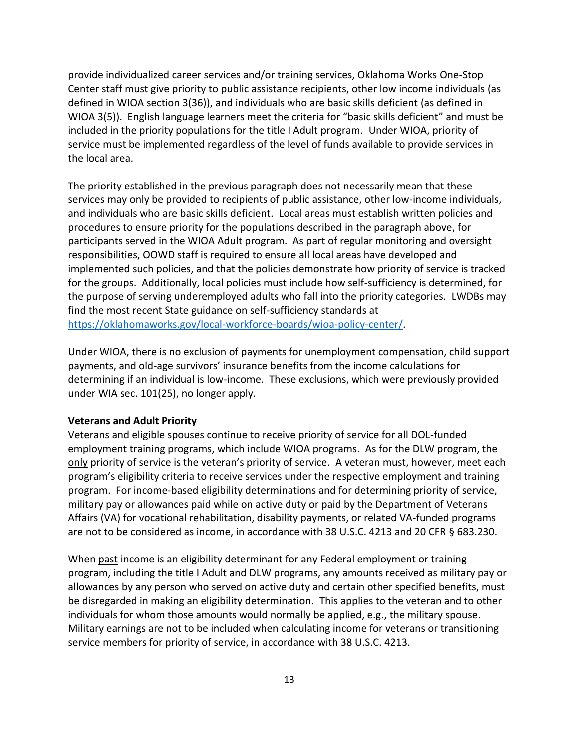provide individualized career services and/or training services, Oklahoma Works One-Stop Center staff must give priority to public assistance recipients, other low income individuals (as defined in WIOA section 3(36)), and individuals who are basic skills deficient (as defined in WIOA 3(5)). English language learners meet the criteria for "basic skills deficient" and must be included in the priority populations for the title I Adult program. Under WIOA, priority of service must be implemented regardless of the level of funds available to provide services in the local area.

The priority established in the previous paragraph does not necessarily mean that these services may only be provided to recipients of public assistance, other low-income individuals, and individuals who are basic skills deficient. Local areas must establish written policies and procedures to ensure priority for the populations described in the paragraph above, for participants served in the WIOA Adult program. As part of regular monitoring and oversight responsibilities, OOWD staff is required to ensure all local areas have developed and implemented such policies, and that the policies demonstrate how priority of service is tracked for the groups. Additionally, local policies must include how self-sufficiency is determined, for the purpose of serving underemployed adults who fall into the priority categories. LWDBs may find the most recent State guidance on self-sufficiency standards at [https://oklahomaworks.gov/local-workforce-boards/wioa-policy-center/](https://oklahomaworks.gov/local-workforce-boards/wioa-policy-center/).

Under WIOA, there is no exclusion of payments for unemployment compensation, child support payments, and old-age survivors' insurance benefits from the income calculations for determining if an individual is low-income. These exclusions, which were previously provided under WIA sec. 101(25), no longer apply.

**Veterans and Adult Priority**

Veterans and eligible spouses continue to receive priority of service for all DOL-funded employment training programs, which include WIOA programs. As for the DLW program, the <u>only</u> priority of service is the veteran's priority of service. A veteran must, however, meet each program's eligibility criteria to receive services under the respective employment and training program. For income-based eligibility determinations and for determining priority of service, military pay or allowances paid while on active duty or paid by the Department of Veterans Affairs (VA) for vocational rehabilitation, disability payments, or related VA-funded programs are not to be considered as income, in accordance with 38 U.S.C. 4213 and 20 CFR § 683.230.

When <u>past</u> income is an eligibility determinant for any Federal employment or training program, including the title I Adult and DLW programs, any amounts received as military pay or allowances by any person who served on active duty and certain other specified benefits, must be disregarded in making an eligibility determination. This applies to the veteran and to other individuals for whom those amounts would normally be applied, e.g., the military spouse. Military earnings are not to be included when calculating income for veterans or transitioning service members for priority of service, in accordance with 38 U.S.C. 4213.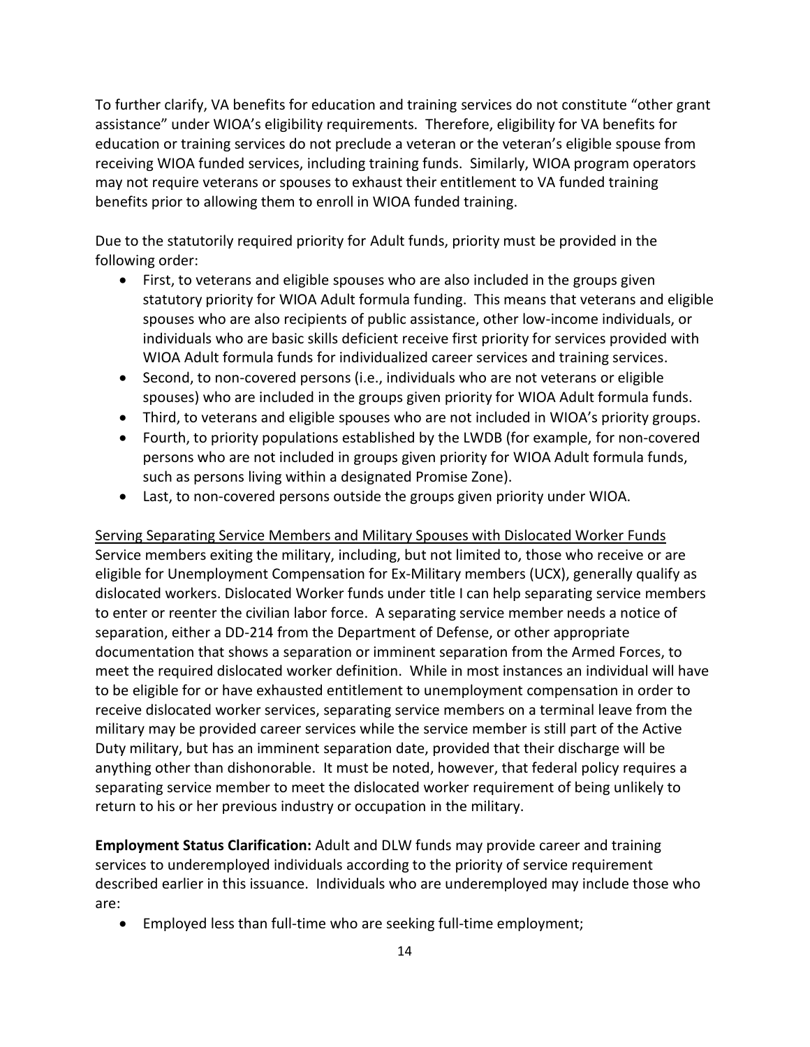To further clarify, VA benefits for education and training services do not constitute "other grant assistance" under WIOA's eligibility requirements. Therefore, eligibility for VA benefits for education or training services do not preclude a veteran or the veteran's eligible spouse from receiving WIOA funded services, including training funds. Similarly, WIOA program operators may not require veterans or spouses to exhaust their entitlement to VA funded training benefits prior to allowing them to enroll in WIOA funded training.

Due to the statutorily required priority for Adult funds, priority must be provided in the following order:

- First, to veterans and eligible spouses who are also included in the groups given statutory priority for WIOA Adult formula funding. This means that veterans and eligible spouses who are also recipients of public assistance, other low-income individuals, or individuals who are basic skills deficient receive first priority for services provided with WIOA Adult formula funds for individualized career services and training services.
- Second, to non-covered persons (i.e., individuals who are not veterans or eligible spouses) who are included in the groups given priority for WIOA Adult formula funds.
- Third, to veterans and eligible spouses who are not included in WIOA's priority groups.
- Fourth, to priority populations established by the LWDB (for example, for non-covered persons who are not included in groups given priority for WIOA Adult formula funds, such as persons living within a designated Promise Zone).
- Last, to non-covered persons outside the groups given priority under WIOA.

<u>Serving Separating Service Members and Military Spouses with Dislocated Worker Funds</u>
Service members exiting the military, including, but not limited to, those who receive or are eligible for Unemployment Compensation for Ex-Military members (UCX), generally qualify as dislocated workers. Dislocated Worker funds under title I can help separating service members to enter or reenter the civilian labor force. A separating service member needs a notice of separation, either a DD-214 from the Department of Defense, or other appropriate documentation that shows a separation or imminent separation from the Armed Forces, to meet the required dislocated worker definition. While in most instances an individual will have to be eligible for or have exhausted entitlement to unemployment compensation in order to receive dislocated worker services, separating service members on a terminal leave from the military may be provided career services while the service member is still part of the Active Duty military, but has an imminent separation date, provided that their discharge will be anything other than dishonorable. It must be noted, however, that federal policy requires a separating service member to meet the dislocated worker requirement of being unlikely to return to his or her previous industry or occupation in the military.

**Employment Status Clarification:** Adult and DLW funds may provide career and training services to underemployed individuals according to the priority of service requirement described earlier in this issuance. Individuals who are underemployed may include those who are:

- Employed less than full-time who are seeking full-time employment;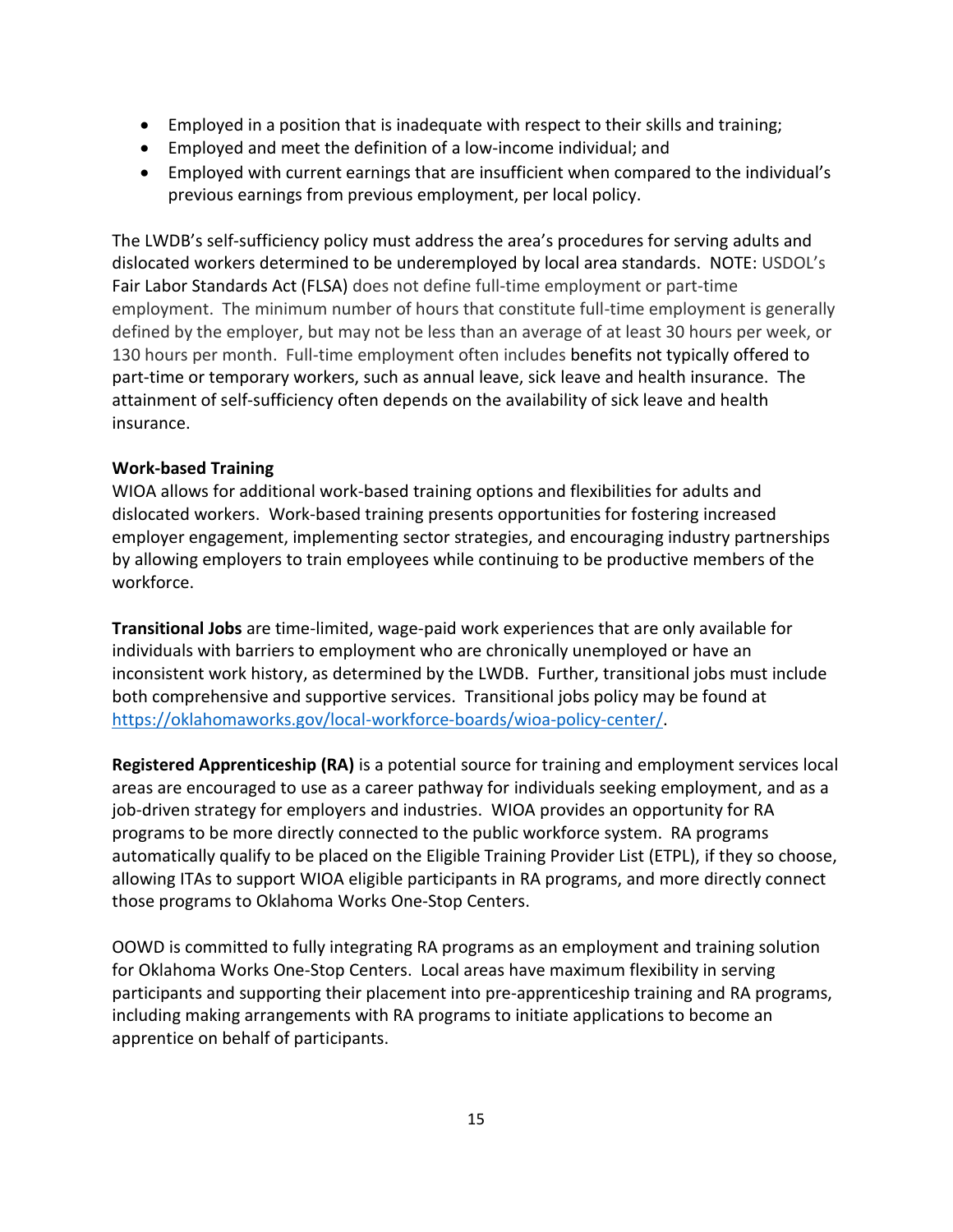- Employed in a position that is inadequate with respect to their skills and training;
- Employed and meet the definition of a low-income individual; and
- Employed with current earnings that are insufficient when compared to the individual's previous earnings from previous employment, per local policy.

The LWDB's self-sufficiency policy must address the area's procedures for serving adults and dislocated workers determined to be underemployed by local area standards. NOTE: USDOL's Fair Labor Standards Act (FLSA) does not define full-time employment or part-time employment. The minimum number of hours that constitute full-time employment is generally defined by the employer, but may not be less than an average of at least 30 hours per week, or 130 hours per month. Full-time employment often includes benefits not typically offered to part-time or temporary workers, such as annual leave, sick leave and health insurance. The attainment of self-sufficiency often depends on the availability of sick leave and health insurance.

**Work-based Training**

WIOA allows for additional work-based training options and flexibilities for adults and dislocated workers. Work-based training presents opportunities for fostering increased employer engagement, implementing sector strategies, and encouraging industry partnerships by allowing employers to train employees while continuing to be productive members of the workforce.

**Transitional Jobs** are time-limited, wage-paid work experiences that are only available for individuals with barriers to employment who are chronically unemployed or have an inconsistent work history, as determined by the LWDB. Further, transitional jobs must include both comprehensive and supportive services. Transitional jobs policy may be found at [https://oklahomaworks.gov/local-workforce-boards/wioa-policy-center/](https://oklahomaworks.gov/local-workforce-boards/wioa-policy-center/).

**Registered Apprenticeship (RA)** is a potential source for training and employment services local areas are encouraged to use as a career pathway for individuals seeking employment, and as a job-driven strategy for employers and industries. WIOA provides an opportunity for RA programs to be more directly connected to the public workforce system. RA programs automatically qualify to be placed on the Eligible Training Provider List (ETPL), if they so choose, allowing ITAs to support WIOA eligible participants in RA programs, and more directly connect those programs to Oklahoma Works One-Stop Centers.

OOWD is committed to fully integrating RA programs as an employment and training solution for Oklahoma Works One-Stop Centers. Local areas have maximum flexibility in serving participants and supporting their placement into pre-apprenticeship training and RA programs, including making arrangements with RA programs to initiate applications to become an apprentice on behalf of participants.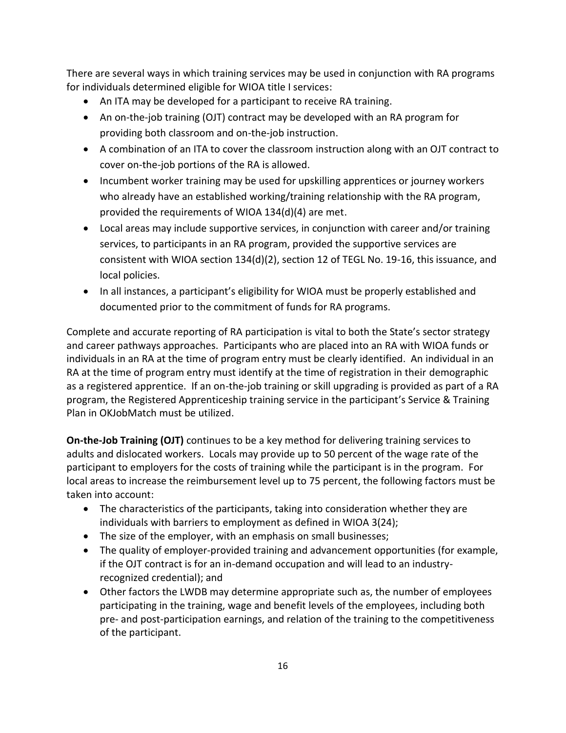There are several ways in which training services may be used in conjunction with RA programs for individuals determined eligible for WIOA title I services:

- An ITA may be developed for a participant to receive RA training.
- An on-the-job training (OJT) contract may be developed with an RA program for providing both classroom and on-the-job instruction.
- A combination of an ITA to cover the classroom instruction along with an OJT contract to cover on-the-job portions of the RA is allowed.
- Incumbent worker training may be used for upskilling apprentices or journey workers who already have an established working/training relationship with the RA program, provided the requirements of WIOA 134(d)(4) are met.
- Local areas may include supportive services, in conjunction with career and/or training services, to participants in an RA program, provided the supportive services are consistent with WIOA section 134(d)(2), section 12 of TEGL No. 19-16, this issuance, and local policies.
- In all instances, a participant's eligibility for WIOA must be properly established and documented prior to the commitment of funds for RA programs.

Complete and accurate reporting of RA participation is vital to both the State's sector strategy and career pathways approaches. Participants who are placed into an RA with WIOA funds or individuals in an RA at the time of program entry must be clearly identified. An individual in an RA at the time of program entry must identify at the time of registration in their demographic as a registered apprentice. If an on-the-job training or skill upgrading is provided as part of a RA program, the Registered Apprenticeship training service in the participant's Service & Training Plan in OKJobMatch must be utilized.

**On-the-Job Training (OJT)** continues to be a key method for delivering training services to adults and dislocated workers. Locals may provide up to 50 percent of the wage rate of the participant to employers for the costs of training while the participant is in the program. For local areas to increase the reimbursement level up to 75 percent, the following factors must be taken into account:

- The characteristics of the participants, taking into consideration whether they are individuals with barriers to employment as defined in WIOA 3(24);
- The size of the employer, with an emphasis on small businesses;
- The quality of employer-provided training and advancement opportunities (for example, if the OJT contract is for an in-demand occupation and will lead to an industry-recognized credential); and
- Other factors the LWDB may determine appropriate such as, the number of employees participating in the training, wage and benefit levels of the employees, including both pre- and post-participation earnings, and relation of the training to the competitiveness of the participant.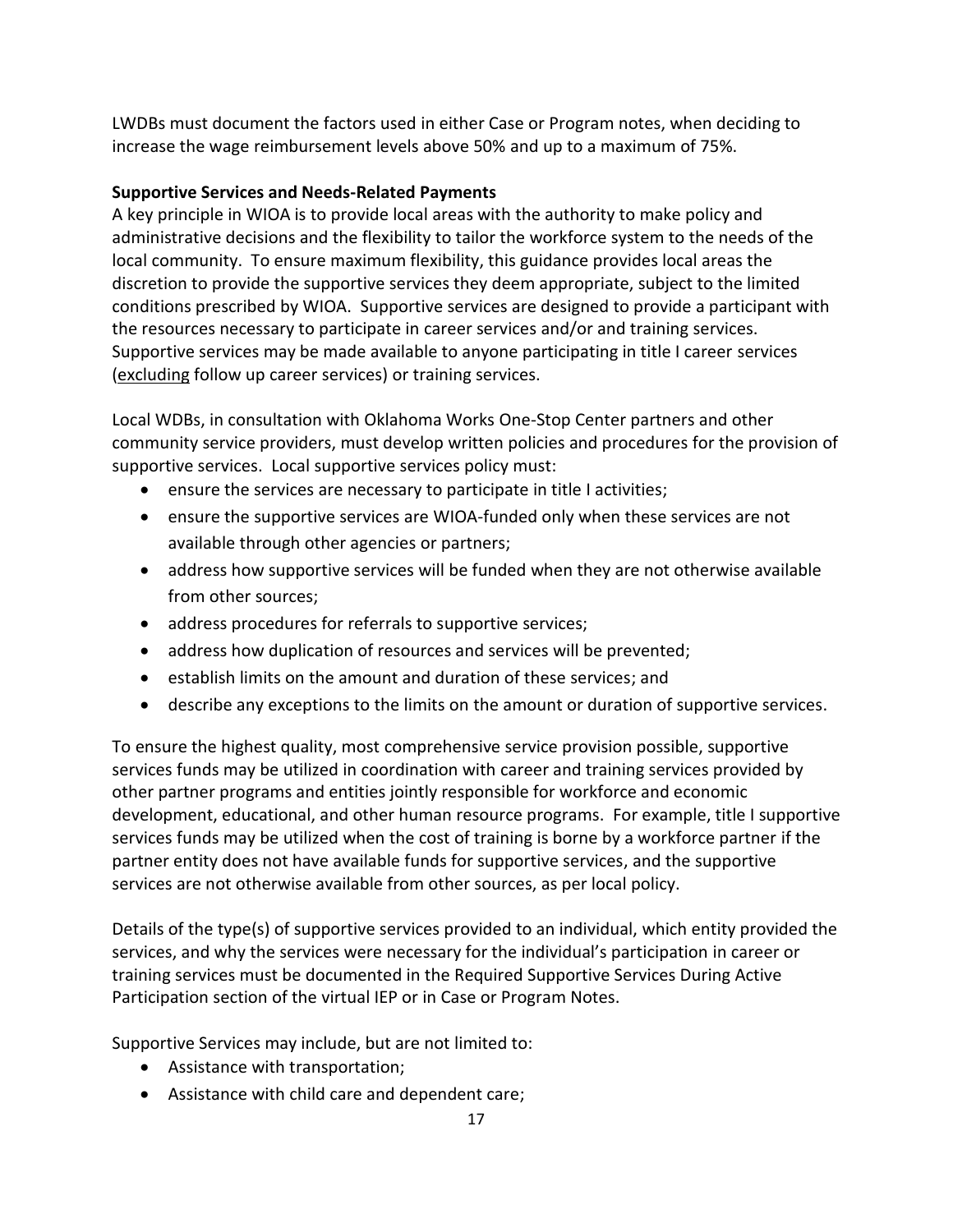LWDBs must document the factors used in either Case or Program notes, when deciding to increase the wage reimbursement levels above 50% and up to a maximum of 75%.

**Supportive Services and Needs-Related Payments**

A key principle in WIOA is to provide local areas with the authority to make policy and administrative decisions and the flexibility to tailor the workforce system to the needs of the local community. To ensure maximum flexibility, this guidance provides local areas the discretion to provide the supportive services they deem appropriate, subject to the limited conditions prescribed by WIOA. Supportive services are designed to provide a participant with the resources necessary to participate in career services and/or and training services. Supportive services may be made available to anyone participating in title I career services (<u>excluding</u> follow up career services) or training services.

Local WDBs, in consultation with Oklahoma Works One-Stop Center partners and other community service providers, must develop written policies and procedures for the provision of supportive services. Local supportive services policy must:

- ensure the services are necessary to participate in title I activities;
- ensure the supportive services are WIOA-funded only when these services are not available through other agencies or partners;
- address how supportive services will be funded when they are not otherwise available from other sources;
- address procedures for referrals to supportive services;
- address how duplication of resources and services will be prevented;
- establish limits on the amount and duration of these services; and
- describe any exceptions to the limits on the amount or duration of supportive services.

To ensure the highest quality, most comprehensive service provision possible, supportive services funds may be utilized in coordination with career and training services provided by other partner programs and entities jointly responsible for workforce and economic development, educational, and other human resource programs. For example, title I supportive services funds may be utilized when the cost of training is borne by a workforce partner if the partner entity does not have available funds for supportive services, and the supportive services are not otherwise available from other sources, as per local policy.

Details of the type(s) of supportive services provided to an individual, which entity provided the services, and why the services were necessary for the individual's participation in career or training services must be documented in the Required Supportive Services During Active Participation section of the virtual IEP or in Case or Program Notes.

Supportive Services may include, but are not limited to:

- Assistance with transportation;
- Assistance with child care and dependent care;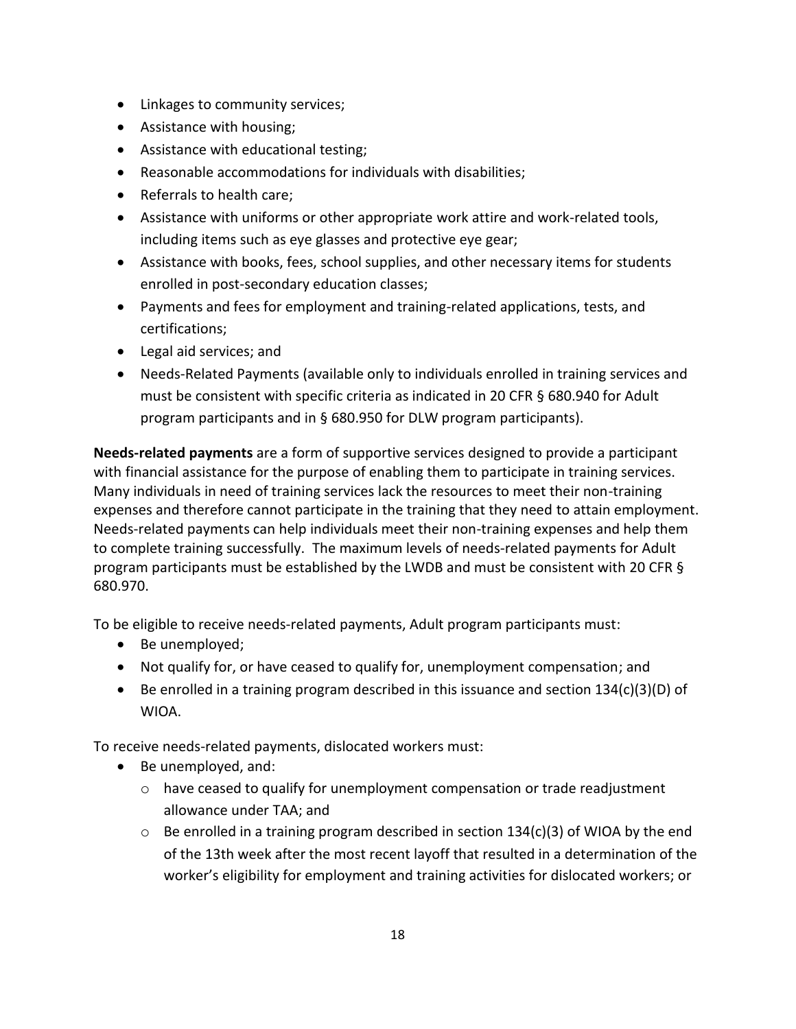- Linkages to community services;
- Assistance with housing;
- Assistance with educational testing;
- Reasonable accommodations for individuals with disabilities;
- Referrals to health care;
- Assistance with uniforms or other appropriate work attire and work-related tools, including items such as eye glasses and protective eye gear;
- Assistance with books, fees, school supplies, and other necessary items for students enrolled in post-secondary education classes;
- Payments and fees for employment and training-related applications, tests, and certifications;
- Legal aid services; and
- Needs-Related Payments (available only to individuals enrolled in training services and must be consistent with specific criteria as indicated in 20 CFR § 680.940 for Adult program participants and in § 680.950 for DLW program participants).

**Needs-related payments** are a form of supportive services designed to provide a participant with financial assistance for the purpose of enabling them to participate in training services. Many individuals in need of training services lack the resources to meet their non-training expenses and therefore cannot participate in the training that they need to attain employment. Needs-related payments can help individuals meet their non-training expenses and help them to complete training successfully. The maximum levels of needs-related payments for Adult program participants must be established by the LWDB and must be consistent with 20 CFR § 680.970.

To be eligible to receive needs-related payments, Adult program participants must:

- Be unemployed;
- Not qualify for, or have ceased to qualify for, unemployment compensation; and
- Be enrolled in a training program described in this issuance and section 134(c)(3)(D) of WIOA.

To receive needs-related payments, dislocated workers must:

- Be unemployed, and:
  - have ceased to qualify for unemployment compensation or trade readjustment allowance under TAA; and
  - Be enrolled in a training program described in section 134(c)(3) of WIOA by the end of the 13th week after the most recent layoff that resulted in a determination of the worker's eligibility for employment and training activities for dislocated workers; or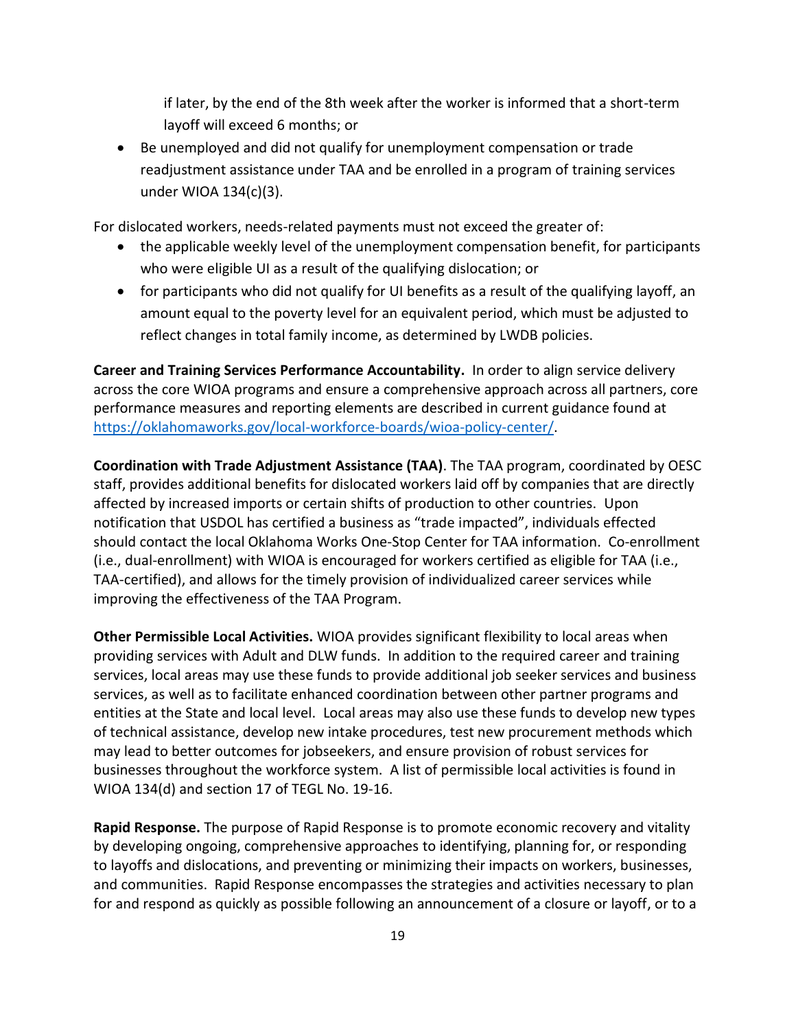if later, by the end of the 8th week after the worker is informed that a short-term layoff will exceed 6 months; or

- Be unemployed and did not qualify for unemployment compensation or trade readjustment assistance under TAA and be enrolled in a program of training services under WIOA 134(c)(3).

For dislocated workers, needs-related payments must not exceed the greater of:

- the applicable weekly level of the unemployment compensation benefit, for participants who were eligible UI as a result of the qualifying dislocation; or
- for participants who did not qualify for UI benefits as a result of the qualifying layoff, an amount equal to the poverty level for an equivalent period, which must be adjusted to reflect changes in total family income, as determined by LWDB policies.

**Career and Training Services Performance Accountability.** In order to align service delivery across the core WIOA programs and ensure a comprehensive approach across all partners, core performance measures and reporting elements are described in current guidance found at [https://oklahomaworks.gov/local-workforce-boards/wioa-policy-center/](https://oklahomaworks.gov/local-workforce-boards/wioa-policy-center/).

**Coordination with Trade Adjustment Assistance (TAA)**. The TAA program, coordinated by OESC staff, provides additional benefits for dislocated workers laid off by companies that are directly affected by increased imports or certain shifts of production to other countries. Upon notification that USDOL has certified a business as "trade impacted", individuals effected should contact the local Oklahoma Works One-Stop Center for TAA information. Co-enrollment (i.e., dual-enrollment) with WIOA is encouraged for workers certified as eligible for TAA (i.e., TAA-certified), and allows for the timely provision of individualized career services while improving the effectiveness of the TAA Program.

**Other Permissible Local Activities.** WIOA provides significant flexibility to local areas when providing services with Adult and DLW funds. In addition to the required career and training services, local areas may use these funds to provide additional job seeker services and business services, as well as to facilitate enhanced coordination between other partner programs and entities at the State and local level. Local areas may also use these funds to develop new types of technical assistance, develop new intake procedures, test new procurement methods which may lead to better outcomes for jobseekers, and ensure provision of robust services for businesses throughout the workforce system. A list of permissible local activities is found in WIOA 134(d) and section 17 of TEGL No. 19-16.

**Rapid Response.** The purpose of Rapid Response is to promote economic recovery and vitality by developing ongoing, comprehensive approaches to identifying, planning for, or responding to layoffs and dislocations, and preventing or minimizing their impacts on workers, businesses, and communities. Rapid Response encompasses the strategies and activities necessary to plan for and respond as quickly as possible following an announcement of a closure or layoff, or to a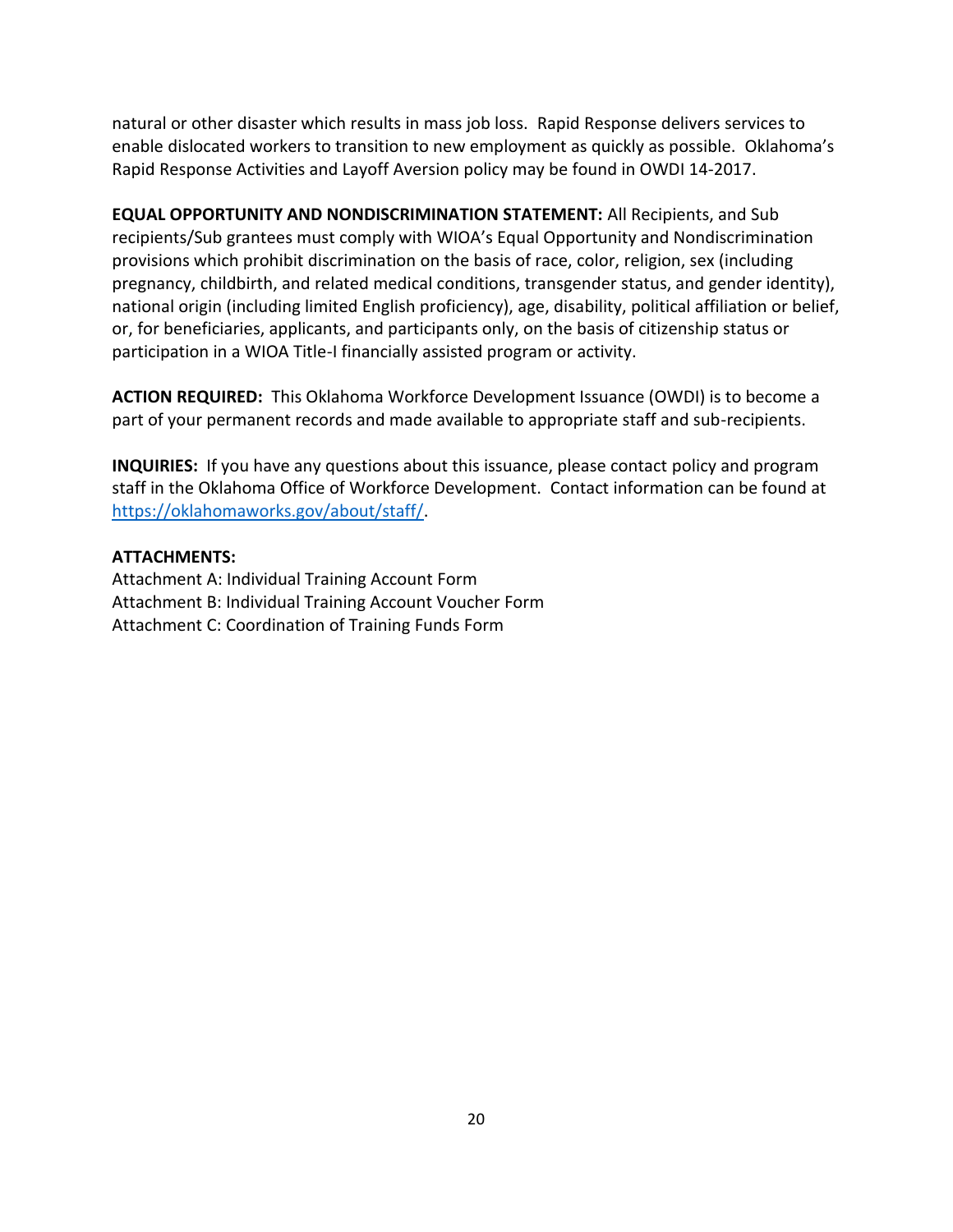natural or other disaster which results in mass job loss. Rapid Response delivers services to enable dislocated workers to transition to new employment as quickly as possible. Oklahoma's Rapid Response Activities and Layoff Aversion policy may be found in OWDI 14-2017.

**EQUAL OPPORTUNITY AND NONDISCRIMINATION STATEMENT:** All Recipients, and Sub recipients/Sub grantees must comply with WIOA's Equal Opportunity and Nondiscrimination provisions which prohibit discrimination on the basis of race, color, religion, sex (including pregnancy, childbirth, and related medical conditions, transgender status, and gender identity), national origin (including limited English proficiency), age, disability, political affiliation or belief, or, for beneficiaries, applicants, and participants only, on the basis of citizenship status or participation in a WIOA Title-I financially assisted program or activity.

**ACTION REQUIRED:** This Oklahoma Workforce Development Issuance (OWDI) is to become a part of your permanent records and made available to appropriate staff and sub-recipients.

**INQUIRIES:** If you have any questions about this issuance, please contact policy and program staff in the Oklahoma Office of Workforce Development. Contact information can be found at [https://oklahomaworks.gov/about/staff/](https://oklahomaworks.gov/about/staff/).

**ATTACHMENTS:**
Attachment A: Individual Training Account Form
Attachment B: Individual Training Account Voucher Form
Attachment C: Coordination of Training Funds Form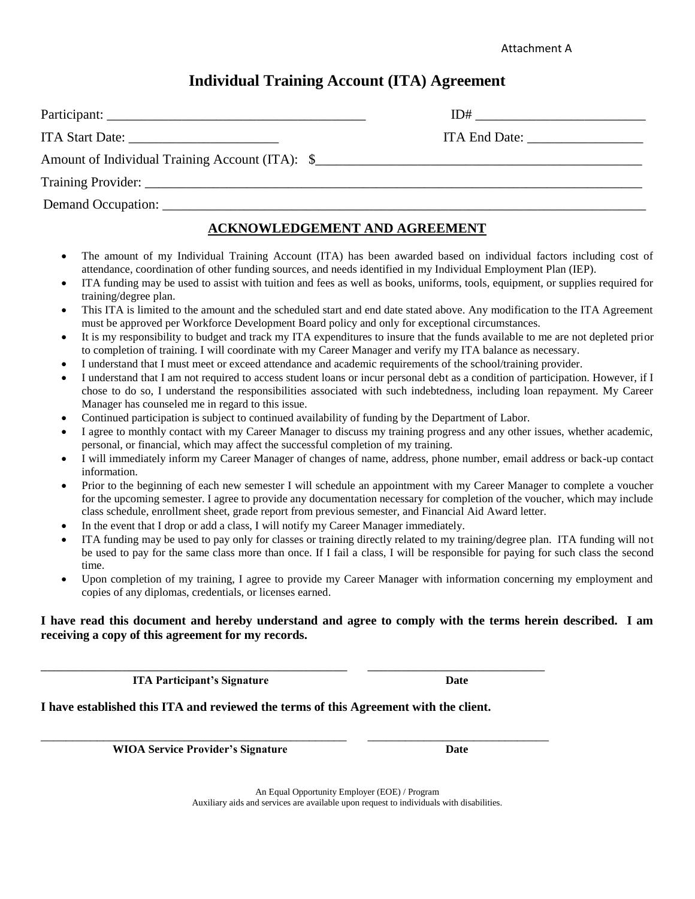Attachment A

# Individual Training Account (ITA) Agreement

Participant: ______________________________________ ID# _________________________

ITA Start Date: ______________________ ITA End Date: _________________

Amount of Individual Training Account (ITA): $_______________________________________________

Training Provider: ____________________________________________________________________________

Demand Occupation: __________________________________________________________________________

## ACKNOWLEDGEMENT AND AGREEMENT

- The amount of my Individual Training Account (ITA) has been awarded based on individual factors including cost of attendance, coordination of other funding sources, and needs identified in my Individual Employment Plan (IEP).
- ITA funding may be used to assist with tuition and fees as well as books, uniforms, tools, equipment, or supplies required for training/degree plan.
- This ITA is limited to the amount and the scheduled start and end date stated above. Any modification to the ITA Agreement must be approved per Workforce Development Board policy and only for exceptional circumstances.
- It is my responsibility to budget and track my ITA expenditures to insure that the funds available to me are not depleted prior to completion of training. I will coordinate with my Career Manager and verify my ITA balance as necessary.
- I understand that I must meet or exceed attendance and academic requirements of the school/training provider.
- I understand that I am not required to access student loans or incur personal debt as a condition of participation. However, if I chose to do so, I understand the responsibilities associated with such indebtedness, including loan repayment. My Career Manager has counseled me in regard to this issue.
- Continued participation is subject to continued availability of funding by the Department of Labor.
- I agree to monthly contact with my Career Manager to discuss my training progress and any other issues, whether academic, personal, or financial, which may affect the successful completion of my training.
- I will immediately inform my Career Manager of changes of name, address, phone number, email address or back-up contact information.
- Prior to the beginning of each new semester I will schedule an appointment with my Career Manager to complete a voucher for the upcoming semester. I agree to provide any documentation necessary for completion of the voucher, which may include class schedule, enrollment sheet, grade report from previous semester, and Financial Aid Award letter.
- In the event that I drop or add a class, I will notify my Career Manager immediately.
- ITA funding may be used to pay only for classes or training directly related to my training/degree plan. ITA funding will not be used to pay for the same class more than once. If I fail a class, I will be responsible for paying for such class the second time.
- Upon completion of my training, I agree to provide my Career Manager with information concerning my employment and copies of any diplomas, credentials, or licenses earned.

**I have read this document and hereby understand and agree to comply with the terms herein described. I am receiving a copy of this agreement for my records.**

_____________________________________________________ _______________________________

**ITA Participant's Signature** **Date**

**I have established this ITA and reviewed the terms of this Agreement with the client.**

_____________________________________________________ _______________________________

**WIOA Service Provider's Signature** **Date**

An Equal Opportunity Employer (EOE) / Program
Auxiliary aids and services are available upon request to individuals with disabilities.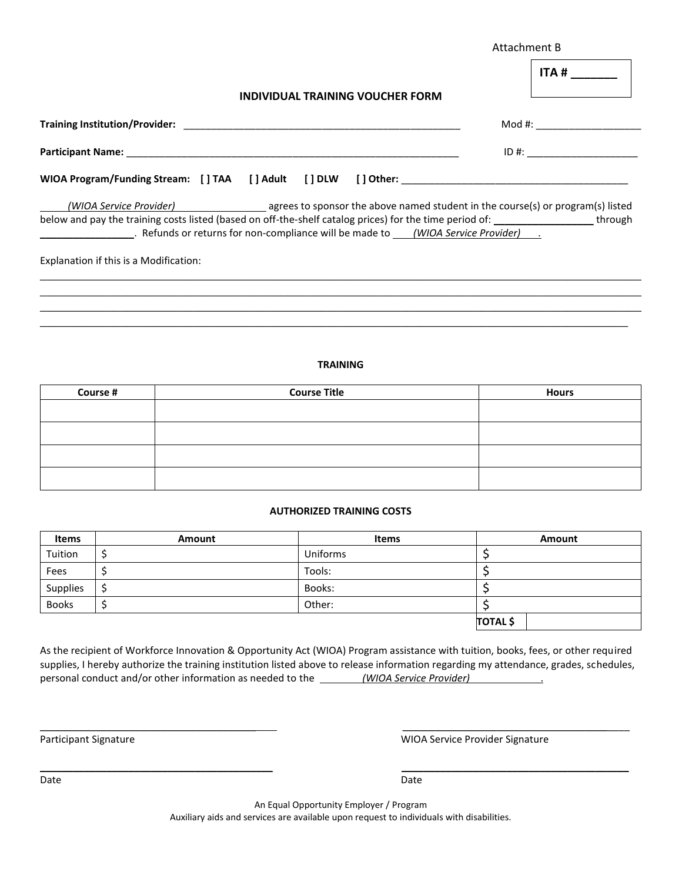Attachment B

**ITA # _______**

**INDIVIDUAL TRAINING VOUCHER FORM**

**Training Institution/Provider:** ___________________________________________________ Mod #: ___________________

**Participant Name:** _______________________________________________________________ ID #: ____________________

**WIOA Program/Funding Stream: [ ] TAA [ ] Adult [ ] DLW [ ] Other:** _________________________________________

_____*(WIOA Service Provider)*_______________ agrees to sponsor the above named student in the course(s) or program(s) listed below and pay the training costs listed (based on off-the-shelf catalog prices) for the time period of: _________________ through _________________. Refunds or returns for non-compliance will be made to ____*(WIOA Service Provider)*___.

Explanation if this is a Modification:

_____________________________________________________________________________________________________
_____________________________________________________________________________________________________
_____________________________________________________________________________________________________
_____________________________________________________________________________________________________

**TRAINING**

| Course # | Course Title | Hours |
|---|---|---|
| | | |
| | | |
| | | |
| | | |

**AUTHORIZED TRAINING COSTS**

| Items | Amount | Items | Amount |
|---|---|---|---|
| Tuition | $ | Uniforms | $ |
| Fees | $ | Tools: | $ |
| Supplies | $ | Books: | $ |
| Books | $ | Other: | $ |
| | | | **TOTAL $** |

As the recipient of Workforce Innovation & Opportunity Act (WIOA) Program assistance with tuition, books, fees, or other required supplies, I hereby authorize the training institution listed above to release information regarding my attendance, grades, schedules, personal conduct and/or other information as needed to the ________*(WIOA Service Provider)*____________.

_________________________________________ _________________________________________

Participant Signature WIOA Service Provider Signature

_________________________________________ _________________________________________

Date Date

An Equal Opportunity Employer / Program
Auxiliary aids and services are available upon request to individuals with disabilities.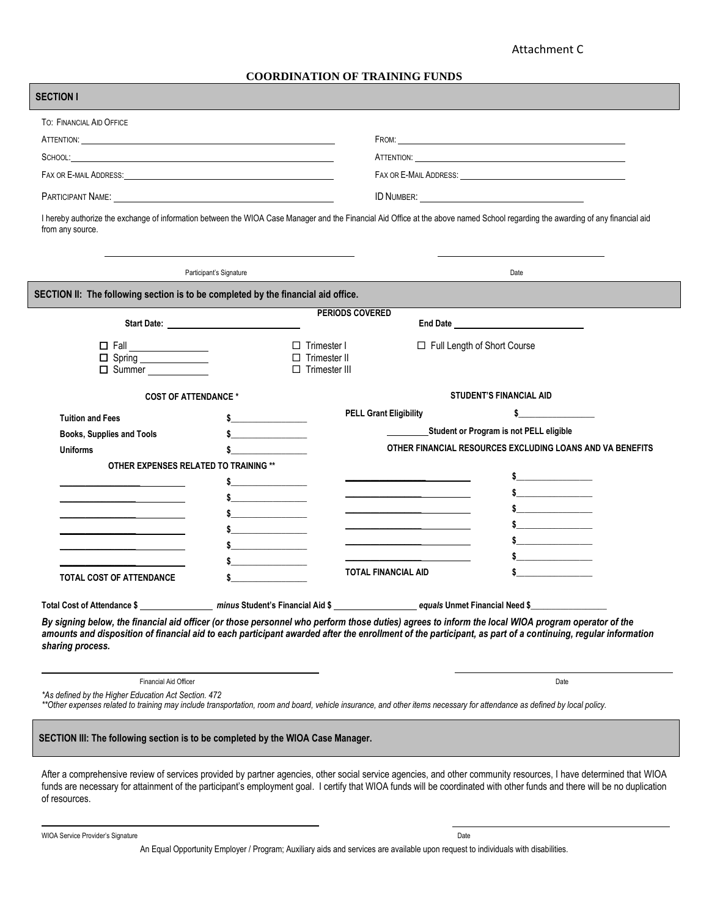Attachment C

# COORDINATION OF TRAINING FUNDS

## SECTION I

TO: FINANCIAL AID OFFICE

ATTENTION: ____________________ FROM: ____________________

SCHOOL: ____________________ ATTENTION: ____________________

FAX OR E-MAIL ADDRESS: ____________________ FAX OR E-MAIL ADDRESS: ____________________

PARTICIPANT NAME: ____________________ ID NUMBER: ____________________

I hereby authorize the exchange of information between the WIOA Case Manager and the Financial Aid Office at the above named School regarding the awarding of any financial aid from any source.

____________________ Participant's Signature ____________________ Date

## SECTION II: The following section is to be completed by the financial aid office.

**PERIODS COVERED**

**Start Date:** ____________________ **End Date** ____________________

☐ Fall ____________ ☐ Trimester I ☐ Full Length of Short Course
☐ Spring ____________ ☐ Trimester II
☐ Summer ____________ ☐ Trimester III

| COST OF ATTENDANCE * | | STUDENT'S FINANCIAL AID | |
|---|---|---|---|
| **Tuition and Fees** | $____________ | **PELL Grant Eligibility** | $____________ |
| **Books, Supplies and Tools** | $____________ | ________ **Student or Program is not PELL eligible** | |
| **Uniforms** | $____________ | **OTHER FINANCIAL RESOURCES EXCLUDING LOANS AND VA BENEFITS** | |
| **OTHER EXPENSES RELATED TO TRAINING \*\*** | | | |
| ____________ | $____________ | ____________ | $____________ |
| ____________ | $____________ | ____________ | $____________ |
| ____________ | $____________ | ____________ | $____________ |
| ____________ | $____________ | ____________ | $____________ |
| ____________ | $____________ | ____________ | $____________ |
| ____________ | $____________ | ____________ | $____________ |
| **TOTAL COST OF ATTENDANCE** | $____________ | **TOTAL FINANCIAL AID** | $____________ |

**Total Cost of Attendance $** ____________ ***minus* Student's Financial Aid $** ____________ ***equals* Unmet Financial Need $** ____________

***By signing below, the financial aid officer (or those personnel who perform those duties) agrees to inform the local WIOA program operator of the amounts and disposition of financial aid to each participant awarded after the enrollment of the participant, as part of a continuing, regular information sharing process.***

____________________ Financial Aid Officer ____________________ Date

*\*As defined by the Higher Education Act Section. 472*
*\*\*Other expenses related to training may include transportation, room and board, vehicle insurance, and other items necessary for attendance as defined by local policy.*

## SECTION III: The following section is to be completed by the WIOA Case Manager.

After a comprehensive review of services provided by partner agencies, other social service agencies, and other community resources, I have determined that WIOA funds are necessary for attainment of the participant's employment goal. I certify that WIOA funds will be coordinated with other funds and there will be no duplication of resources.

____________________ WIOA Service Provider's Signature ____________________ Date

An Equal Opportunity Employer / Program; Auxiliary aids and services are available upon request to individuals with disabilities.